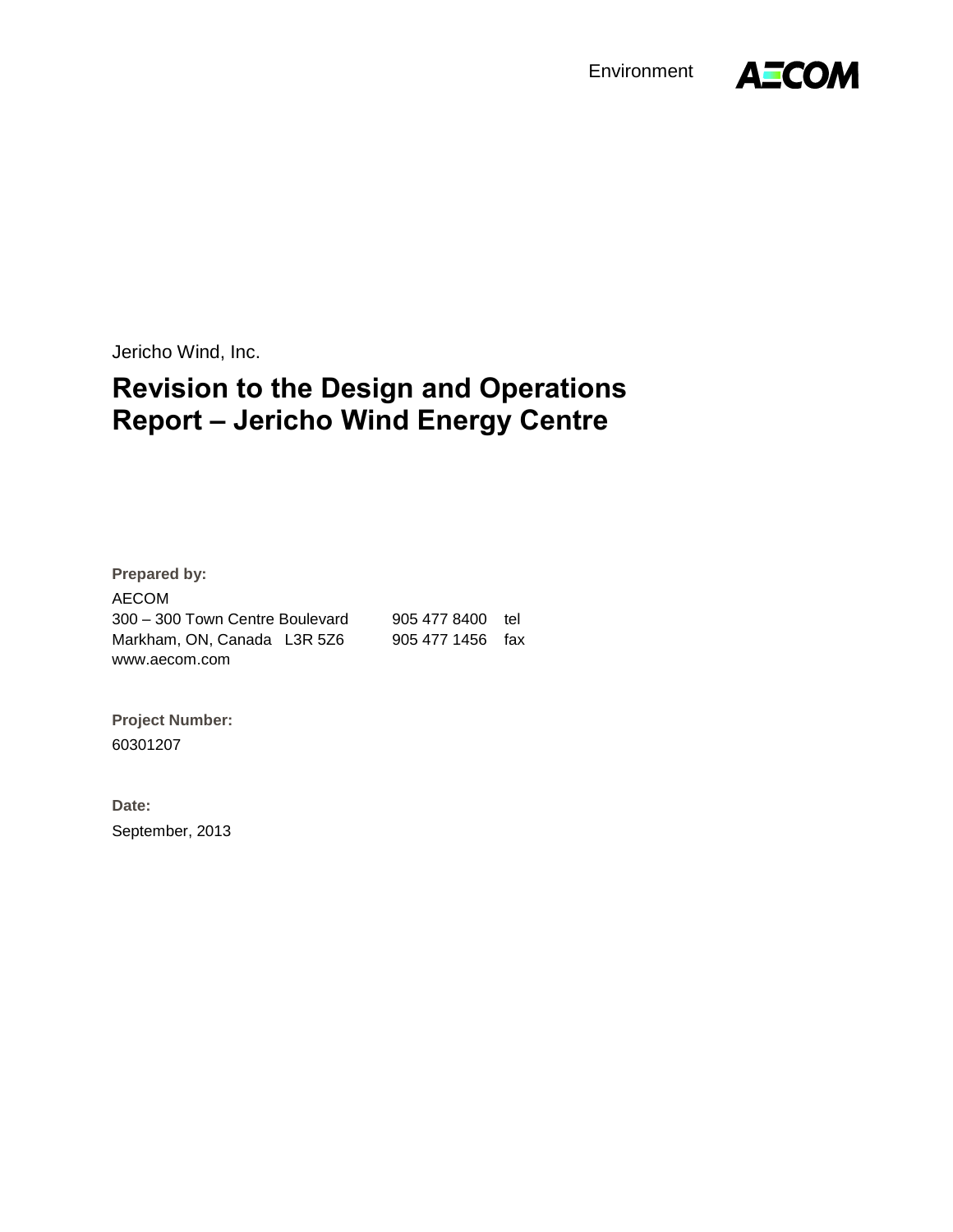Environment

AECOM

Jericho Wind, Inc.

# Revision to the Design and Operations Report – Jericho Wind Energy Centre

**Prepared by:**

AECOM
300 – 300 Town Centre Boulevard    905 477 8400 tel
Markham, ON, Canada L3R 5Z6    905 477 1456 fax
www.aecom.com

**Project Number:**

60301207

**Date:**

September, 2013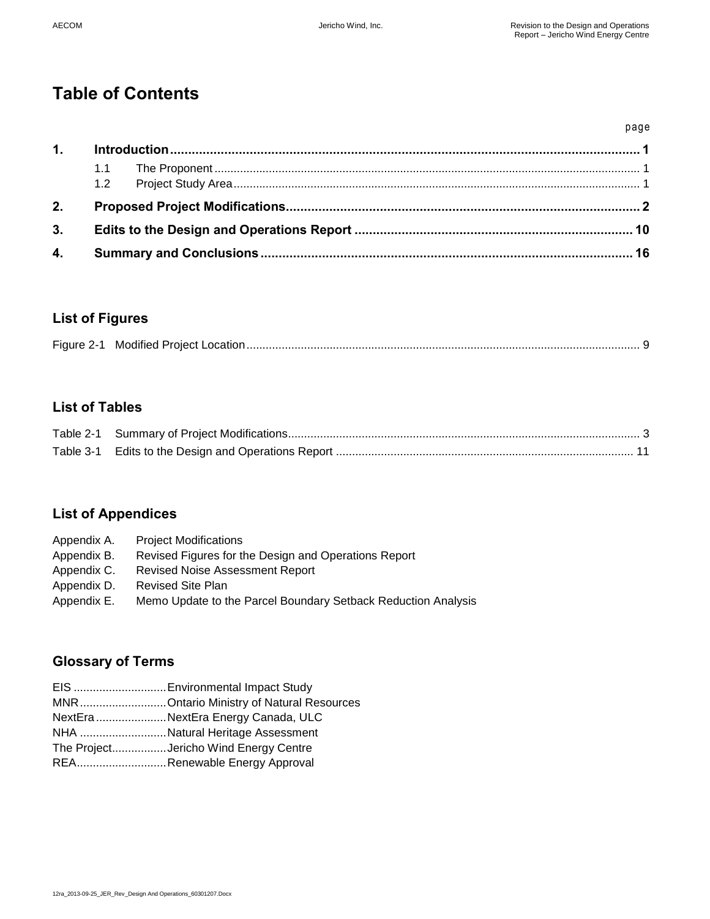# Table of Contents

| | | page |
|---|---|---|
| **1.** | **Introduction** | **1** |
| | 1.1 The Proponent | 1 |
| | 1.2 Project Study Area | 1 |
| **2.** | **Proposed Project Modifications** | **2** |
| **3.** | **Edits to the Design and Operations Report** | **10** |
| **4.** | **Summary and Conclusions** | **16** |

## List of Figures

Figure 2-1 Modified Project Location ........ 9

## List of Tables

Table 2-1 Summary of Project Modifications ........ 3

Table 3-1 Edits to the Design and Operations Report ........ 11

## List of Appendices

- Appendix A. Project Modifications
- Appendix B. Revised Figures for the Design and Operations Report
- Appendix C. Revised Noise Assessment Report
- Appendix D. Revised Site Plan
- Appendix E. Memo Update to the Parcel Boundary Setback Reduction Analysis

## Glossary of Terms

- EIS ........ Environmental Impact Study
- MNR ........ Ontario Ministry of Natural Resources
- NextEra ........ NextEra Energy Canada, ULC
- NHA ........ Natural Heritage Assessment
- The Project ........ Jericho Wind Energy Centre
- REA ........ Renewable Energy Approval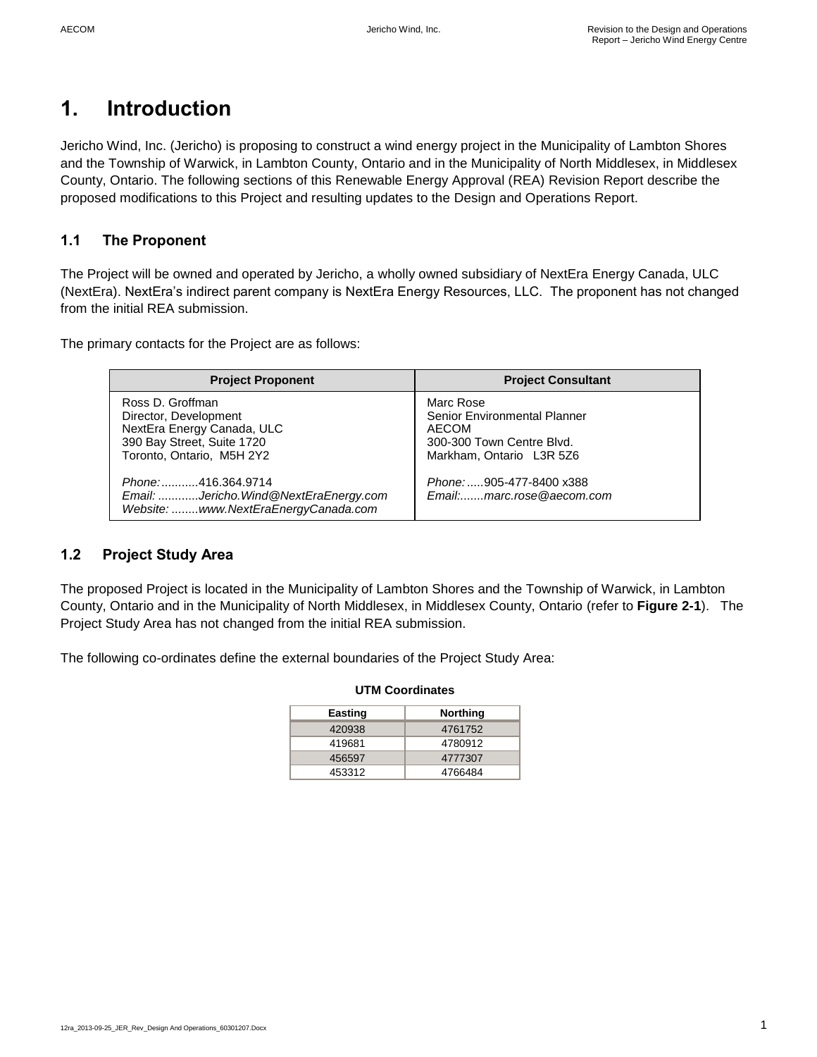# 1. Introduction

Jericho Wind, Inc. (Jericho) is proposing to construct a wind energy project in the Municipality of Lambton Shores and the Township of Warwick, in Lambton County, Ontario and in the Municipality of North Middlesex, in Middlesex County, Ontario. The following sections of this Renewable Energy Approval (REA) Revision Report describe the proposed modifications to this Project and resulting updates to the Design and Operations Report.

## 1.1 The Proponent

The Project will be owned and operated by Jericho, a wholly owned subsidiary of NextEra Energy Canada, ULC (NextEra). NextEra's indirect parent company is NextEra Energy Resources, LLC. The proponent has not changed from the initial REA submission.

The primary contacts for the Project are as follows:

| Project Proponent | Project Consultant |
|---|---|
| Ross D. Groffman<br>Director, Development<br>NextEra Energy Canada, ULC<br>390 Bay Street, Suite 1720<br>Toronto, Ontario, M5H 2Y2<br><br>*Phone:* ...........416.364.9714<br>*Email:* ............*Jericho.Wind@NextEraEnergy.com*<br>*Website:* ........*www.NextEraEnergyCanada.com* | Marc Rose<br>Senior Environmental Planner<br>AECOM<br>300-300 Town Centre Blvd.<br>Markham, Ontario L3R 5Z6<br><br>*Phone:* .....905-477-8400 x388<br>*Email:*.......*marc.rose@aecom.com* |

## 1.2 Project Study Area

The proposed Project is located in the Municipality of Lambton Shores and the Township of Warwick, in Lambton County, Ontario and in the Municipality of North Middlesex, in Middlesex County, Ontario (refer to **Figure 2-1**). The Project Study Area has not changed from the initial REA submission.

The following co-ordinates define the external boundaries of the Project Study Area:

**UTM Coordinates**

| Easting | Northing |
|---|---|
| 420938 | 4761752 |
| 419681 | 4780912 |
| 456597 | 4777307 |
| 453312 | 4766484 |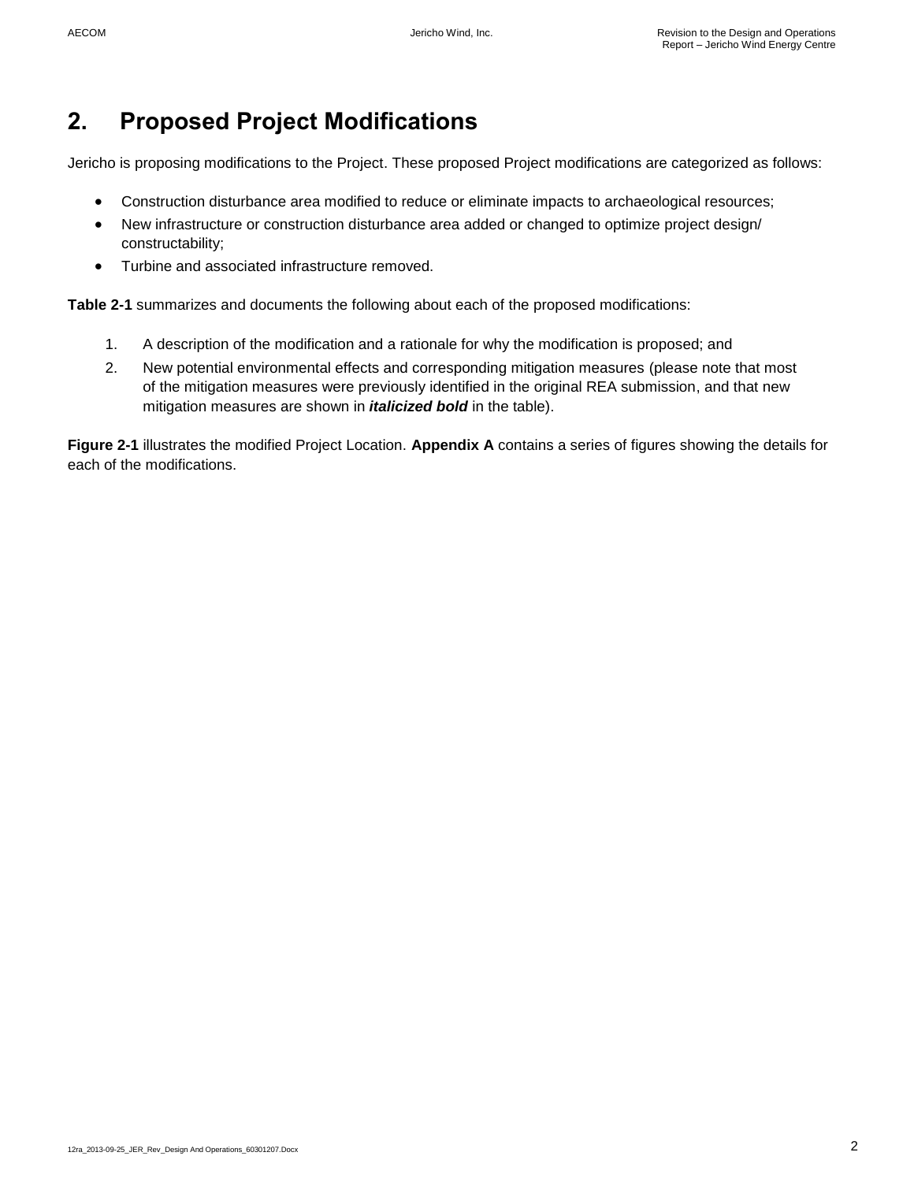# 2. Proposed Project Modifications

Jericho is proposing modifications to the Project. These proposed Project modifications are categorized as follows:

- Construction disturbance area modified to reduce or eliminate impacts to archaeological resources;
- New infrastructure or construction disturbance area added or changed to optimize project design/ constructability;
- Turbine and associated infrastructure removed.

**Table 2-1** summarizes and documents the following about each of the proposed modifications:

1. A description of the modification and a rationale for why the modification is proposed; and
2. New potential environmental effects and corresponding mitigation measures (please note that most of the mitigation measures were previously identified in the original REA submission, and that new mitigation measures are shown in ***italicized bold*** in the table).

**Figure 2-1** illustrates the modified Project Location. **Appendix A** contains a series of figures showing the details for each of the modifications.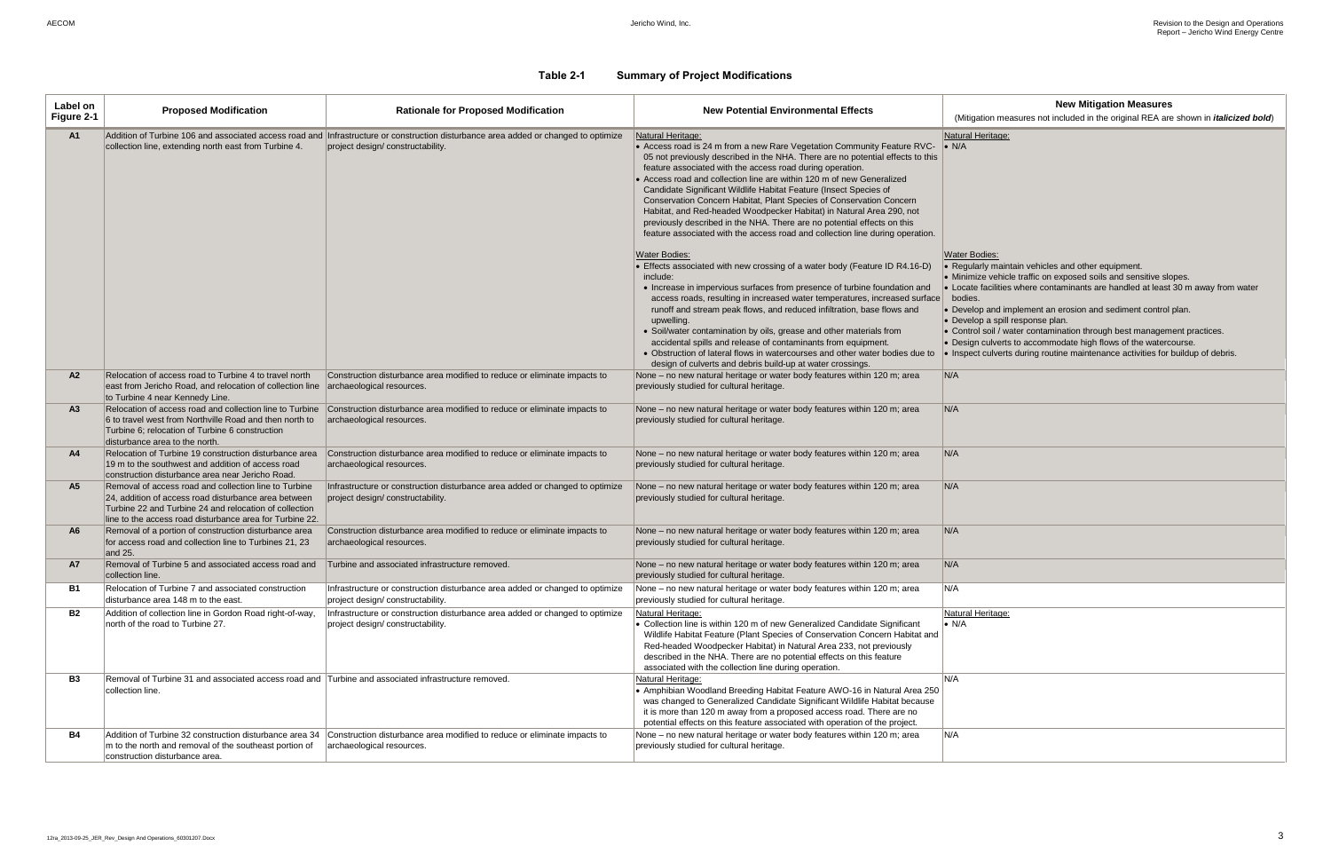**Table 2-1 Summary of Project Modifications**

| Label on Figure 2-1 | Proposed Modification | Rationale for Proposed Modification | New Potential Environmental Effects | New Mitigation Measures (Mitigation measures not included in the original REA are shown in ***italicized bold***) |
|---|---|---|---|---|
| **A1** | Addition of Turbine 106 and associated access road and collection line, extending north east from Turbine 4. | Infrastructure or construction disturbance area added or changed to optimize project design/ constructability. | Natural Heritage:<br>• Access road is 24 m from a new Rare Vegetation Community Feature RVC-05 not previously described in the NHA. There are no potential effects to this feature associated with the access road during operation.<br>• Access road and collection line are within 120 m of new Generalized Candidate Significant Wildlife Habitat Feature (Insect Species of Conservation Concern Habitat, Plant Species of Conservation Concern Habitat, and Red-headed Woodpecker Habitat) in Natural Area 290, not previously described in the NHA. There are no potential effects on this feature associated with the access road and collection line during operation.<br><br>Water Bodies:<br>• Effects associated with new crossing of a water body (Feature ID R4.16-D) include:<br>• Increase in impervious surfaces from presence of turbine foundation and access roads, resulting in increased water temperatures, increased surface runoff and stream peak flows, and reduced infiltration, base flows and upwelling.<br>• Soil/water contamination by oils, grease and other materials from accidental spills and release of contaminants from equipment.<br>• Obstruction of lateral flows in watercourses and other water bodies due to design of culverts and debris build-up at water crossings. | Natural Heritage:<br>• N/A<br><br>Water Bodies:<br>• Regularly maintain vehicles and other equipment.<br>• Minimize vehicle traffic on exposed soils and sensitive slopes.<br>• Locate facilities where contaminants are handled at least 30 m away from water bodies.<br>• Develop and implement an erosion and sediment control plan.<br>• Develop a spill response plan.<br>• Control soil / water contamination through best management practices.<br>• Design culverts to accommodate high flows of the watercourse.<br>• Inspect culverts during routine maintenance activities for buildup of debris. |
| **A2** | Relocation of access road to Turbine 4 to travel north east from Jericho Road, and relocation of collection line to Turbine 4 near Kennedy Line. | Construction disturbance area modified to reduce or eliminate impacts to archaeological resources. | None – no new natural heritage or water body features within 120 m; area previously studied for cultural heritage. | N/A |
| **A3** | Relocation of access road and collection line to Turbine 6 to travel west from Northville Road and then north to Turbine 6; relocation of Turbine 6 construction disturbance area to the north. | Construction disturbance area modified to reduce or eliminate impacts to archaeological resources. | None – no new natural heritage or water body features within 120 m; area previously studied for cultural heritage. | N/A |
| **A4** | Relocation of Turbine 19 construction disturbance area 19 m to the southwest and addition of access road construction disturbance area near Jericho Road. | Construction disturbance area modified to reduce or eliminate impacts to archaeological resources. | None – no new natural heritage or water body features within 120 m; area previously studied for cultural heritage. | N/A |
| **A5** | Removal of access road and collection line to Turbine 24, addition of access road disturbance area between Turbine 22 and Turbine 24 and relocation of collection line to the access road disturbance area for Turbine 22. | Infrastructure or construction disturbance area added or changed to optimize project design/ constructability. | None – no new natural heritage or water body features within 120 m; area previously studied for cultural heritage. | N/A |
| **A6** | Removal of a portion of construction disturbance area for access road and collection line to Turbines 21, 23 and 25. | Construction disturbance area modified to reduce or eliminate impacts to archaeological resources. | None – no new natural heritage or water body features within 120 m; area previously studied for cultural heritage. | N/A |
| **A7** | Removal of Turbine 5 and associated access road and collection line. | Turbine and associated infrastructure removed. | None – no new natural heritage or water body features within 120 m; area previously studied for cultural heritage. | N/A |
| **B1** | Relocation of Turbine 7 and associated construction disturbance area 148 m to the east. | Infrastructure or construction disturbance area added or changed to optimize project design/ constructability. | None – no new natural heritage or water body features within 120 m; area previously studied for cultural heritage. | N/A |
| **B2** | Addition of collection line in Gordon Road right-of-way, north of the road to Turbine 27. | Infrastructure or construction disturbance area added or changed to optimize project design/ constructability. | Natural Heritage:<br>• Collection line is within 120 m of new Generalized Candidate Significant Wildlife Habitat Feature (Plant Species of Conservation Concern Habitat and Red-headed Woodpecker Habitat) in Natural Area 233, not previously described in the NHA. There are no potential effects on this feature associated with the collection line during operation. | Natural Heritage:<br>• N/A |
| **B3** | Removal of Turbine 31 and associated access road and collection line. | Turbine and associated infrastructure removed. | Natural Heritage:<br>• Amphibian Woodland Breeding Habitat Feature AWO-16 in Natural Area 250 was changed to Generalized Candidate Significant Wildlife Habitat because it is more than 120 m away from a proposed access road. There are no potential effects on this feature associated with operation of the project. | N/A |
| **B4** | Addition of Turbine 32 construction disturbance area 34 m to the north and removal of the southeast portion of construction disturbance area. | Construction disturbance area modified to reduce or eliminate impacts to archaeological resources. | None – no new natural heritage or water body features within 120 m; area previously studied for cultural heritage. | N/A |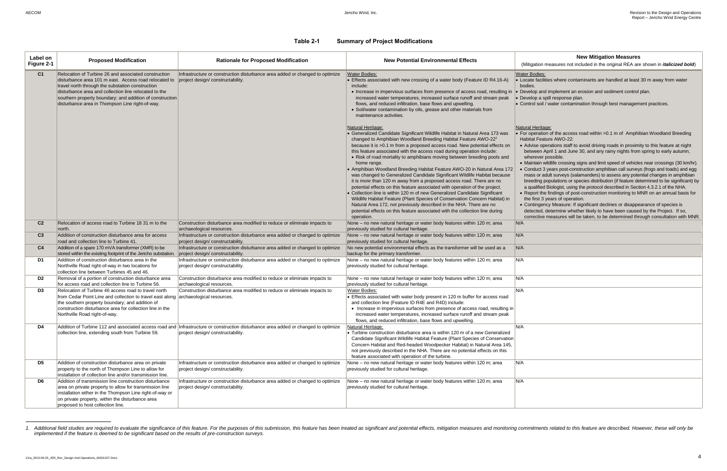**Table 2-1 Summary of Project Modifications**

| Label on Figure 2-1 | Proposed Modification | Rationale for Proposed Modification | New Potential Environmental Effects | New Mitigation Measures (Mitigation measures not included in the original REA are shown in ***italicized bold***) |
|---|---|---|---|---|
| **C1** | Relocation of Turbine 26 and associated construction disturbance area 101 m east. Access road relocated to travel north through the substation construction disturbance area and collection line relocated to the southern property boundary; and addition of construction disturbance area in Thompson Line right-of-way. | Infrastructure or construction disturbance area added or changed to optimize project design/ constructability. | Water Bodies:<br>• Effects associated with new crossing of a water body (Feature ID R4.16-A) include:<br>• Increase in impervious surfaces from presence of access road, resulting in increased water temperatures, increased surface runoff and stream peak flows, and reduced infiltration, base flows and upwelling.<br>• Soil/water contamination by oils, grease and other materials from maintenance activities.<br><br>Natural Heritage:<br>• Generalized Candidate Significant Wildlife Habitat in Natural Area 173 was changed to Amphibian Woodland Breeding Habitat Feature AWO-22[1] because it is >0.1 m from a proposed access road. New potential effects on this feature associated with the access road during operation include:<br>• Risk of road mortality to amphibians moving between breeding pools and home range.<br>• Amphibian Woodland Breeding Habitat Feature AWO-20 in Natural Area 172 was changed to Generalized Candidate Significant Wildlife Habitat because it is more than 120 m away from a proposed access road. There are no potential effects on this feature associated with operation of the project.<br>• Collection line is within 120 m of new Generalized Candidate Significant Wildlife Habitat Feature (Plant Species of Conservation Concern Habitat) in Natural Area 172, not previously described in the NHA. There are no potential effects on this feature associated with the collection line during operation. | Water Bodies:<br>• Locate facilities where contaminants are handled at least 30 m away from water bodies.<br>• Develop and implement an erosion and sediment control plan.<br>• Develop a spill response plan.<br>• Control soil / water contamination through best management practices.<br><br>Natural Heritage:<br>• For operation of the access road within >0.1 m of Amphibian Woodland Breeding Habitat Feature AWO-22:<br>• Advise operations staff to avoid driving roads in proximity to this feature at night between April 1 and June 30, and any rainy nights from spring to early autumn, wherever possible.<br>• Maintain wildlife crossing signs and limit speed of vehicles near crossings (30 km/hr).<br>• Conduct 3 years post-construction amphibian call surveys (frogs and toads) and egg mass or adult surveys (salamanders) to assess any potential changes in amphibian breeding populations or species distribution (if feature determined to be significant) by a qualified Biologist, using the protocol described in Section 4.3.2.1 of the NHA.<br>• Report the findings of post-construction monitoring to MNR on an annual basis for the first 3 years of operation.<br>• Contingency Measure: If significant declines or disappearance of species is detected, determine whether likely to have been caused by the Project. If so, corrective measures will be taken, to be determined through consultation with MNR. |
| **C2** | Relocation of access road to Turbine 18 31 m to the north. | Construction disturbance area modified to reduce or eliminate impacts to archaeological resources. | None – no new natural heritage or water body features within 120 m; area previously studied for cultural heritage. | N/A |
| **C3** | Addition of construction disturbance area for access road and collection line to Turbine 41. | Infrastructure or construction disturbance area added or changed to optimize project design/ constructability. | None – no new natural heritage or water body features within 120 m; area previously studied for cultural heritage. | N/A |
| **C4** | Addition of a spare 170 mVA transformer (XMR) to be stored within the existing footprint of the Jericho substation. | Infrastructure or construction disturbance area added or changed to optimize project design/ constructability. | No new potential environmental effects as the transformer will be used as a backup for the primary transformer. | N/A |
| **D1** | Addition of construction disturbance area in the Northville Road right-of-way in two locations for collection line between Turbines 45 and 46. | Infrastructure or construction disturbance area added or changed to optimize project design/ constructability. | None – no new natural heritage or water body features within 120 m; area previously studied for cultural heritage. | N/A |
| **D2** | Removal of a portion of construction disturbance area for access road and collection line to Turbine 56. | Construction disturbance area modified to reduce or eliminate impacts to archaeological resources. | None – no new natural heritage or water body features within 120 m; area previously studied for cultural heritage. | N/A |
| **D3** | Relocation of Turbine 46 access road to travel north from Cedar Point Line and collection to travel east along the southern property boundary; and addition of construction disturbance area for collection line in the Northville Road right-of-way. | Construction disturbance area modified to reduce or eliminate impacts to archaeological resources. | Water Bodies:<br>• Effects associated with water body present in 120 m buffer for access road and collection line (Feature ID R4E and R4D) include:<br>• Increase in impervious surfaces from presence of access road, resulting in increased water temperatures, increased surface runoff and stream peak flows, and reduced infiltration, base flows and upwelling. | N/A |
| **D4** | Addition of Turbine 112 and associated access road and collection line, extending south from Turbine 59. | Infrastructure or construction disturbance area added or changed to optimize project design/ constructability. | Natural Heritage:<br>• Turbine construction disturbance area is within 120 m of a new Generalized Candidate Significant Wildlife Habitat Feature (Plant Species of Conservation Concern Habitat and Red-headed Woodpecker Habitat) in Natural Area 145, not previously described in the NHA. There are no potential effects on this feature associated with operation of the turbine. | N/A |
| **D5** | Addition of construction disturbance area on private property to the north of Thompson Line to allow for installation of collection line and/or transmission line. | Infrastructure or construction disturbance area added or changed to optimize project design/ constructability. | None – no new natural heritage or water body features within 120 m; area previously studied for cultural heritage. | N/A |
| **D6** | Addition of transmission line construction disturbance area on private property to allow for transmission line installation either in the Thompson Line right-of-way or on private property, within the disturbance area proposed to host collection line. | Infrastructure or construction disturbance area added or changed to optimize project design/ constructability. | None – no new natural heritage or water body features within 120 m; area previously studied for cultural heritage. | N/A |

*1. Additional field studies are required to evaluate the significance of this feature. For the purposes of this submission, this feature has been treated as significant and potential effects, mitigation measures and monitoring commitments related to this feature are described. However, these will only be implemented if the feature is deemed to be significant based on the results of pre-construction surveys.*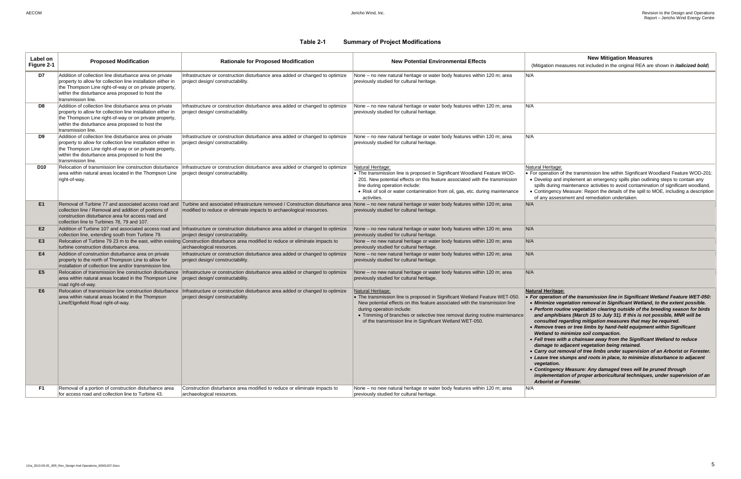**Table 2-1 Summary of Project Modifications**

| Label on Figure 2-1 | Proposed Modification | Rationale for Proposed Modification | New Potential Environmental Effects | New Mitigation Measures (Mitigation measures not included in the original REA are shown in ***italicized bold***) |
|---|---|---|---|---|
| **D7** | Addition of collection line disturbance area on private property to allow for collection line installation either in the Thompson Line right-of-way or on private property, within the disturbance area proposed to host the transmission line. | Infrastructure or construction disturbance area added or changed to optimize project design/ constructability. | None – no new natural heritage or water body features within 120 m; area previously studied for cultural heritage. | N/A |
| **D8** | Addition of collection line disturbance area on private property to allow for collection line installation either in the Thompson Line right-of-way or on private property, within the disturbance area proposed to host the transmission line. | Infrastructure or construction disturbance area added or changed to optimize project design/ constructability. | None – no new natural heritage or water body features within 120 m; area previously studied for cultural heritage. | N/A |
| **D9** | Addition of collection line disturbance area on private property to allow for collection line installation either in the Thompson Line right-of-way or on private property, within the disturbance area proposed to host the transmission line. | Infrastructure or construction disturbance area added or changed to optimize project design/ constructability. | None – no new natural heritage or water body features within 120 m; area previously studied for cultural heritage. | N/A |
| **D10** | Relocation of transmission line construction disturbance area within natural areas located in the Thompson Line right-of-way. | Infrastructure or construction disturbance area added or changed to optimize project design/ constructability. | Natural Heritage:<br>• The transmission line is proposed in Significant Woodland Feature WOD-201. New potential effects on this feature associated with the transmission line during operation include:<br>• Risk of soil or water contamination from oil, gas, etc. during maintenance activities. | Natural Heritage:<br>• For operation of the transmission line within Significant Woodland Feature WOD-201:<br>• Develop and implement an emergency spills plan outlining steps to contain any spills during maintenance activities to avoid contamination of significant woodland.<br>• Contingency Measure: Report the details of the spill to MOE, including a description of any assessment and remediation undertaken. |
| **E1** | Removal of Turbine 77 and associated access road and collection line / Removal and addition of portions of construction disturbance area for access road and collection line to Turbines 78, 79 and 107. | Turbine and associated infrastructure removed / Construction disturbance area modified to reduce or eliminate impacts to archaeological resources. | None – no new natural heritage or water body features within 120 m; area previously studied for cultural heritage. | N/A |
| **E2** | Addition of Turbine 107 and associated access road and collection line, extending south from Turbine 79. | Infrastructure or construction disturbance area added or changed to optimize project design/ constructability. | None – no new natural heritage or water body features within 120 m; area previously studied for cultural heritage. | N/A |
| **E3** | Relocation of Turbine 79 23 m to the east, within existing turbine construction disturbance area. | Construction disturbance area modified to reduce or eliminate impacts to archaeological resources. | None – no new natural heritage or water body features within 120 m; area previously studied for cultural heritage. | N/A |
| **E4** | Addition of construction disturbance area on private property to the north of Thompson Line to allow for installation of collection line and/or transmission line. | Infrastructure or construction disturbance area added or changed to optimize project design/ constructability. | None – no new natural heritage or water body features within 120 m; area previously studied for cultural heritage. | N/A |
| **E5** | Relocation of transmission line construction disturbance area within natural areas located in the Thompson Line road right-of-way. | Infrastructure or construction disturbance area added or changed to optimize project design/ constructability. | None – no new natural heritage or water body features within 120 m; area previously studied for cultural heritage. | N/A |
| **E6** | Relocation of transmission line construction disturbance area within natural areas located in the Thompson Line/Elginfield Road right-of-way. | Infrastructure or construction disturbance area added or changed to optimize project design/ constructability. | Natural Heritage:<br>• The transmission line is proposed in Significant Wetland Feature WET-050. New potential effects on this feature associated with the transmission line during operation include:<br>• Trimming of branches or selective tree removal during routine maintenance of the transmission line in Significant Wetland WET-050. | ***Natural Heritage:***<br>• ***For operation of the transmission line in Significant Wetland Feature WET-050:***<br>• ***Minimize vegetation removal in Significant Wetland, to the extent possible.***<br>• ***Perform routine vegetation clearing outside of the breeding season for birds and amphibians (March 15 to July 31). If this is not possible, MNR will be consulted regarding mitigation measures that may be required.***<br>• ***Remove trees or tree limbs by hand-held equipment within Significant Wetland to minimize soil compaction.***<br>• ***Fell trees with a chainsaw away from the Significant Wetland to reduce damage to adjacent vegetation being retained.***<br>• ***Carry out removal of tree limbs under supervision of an Arborist or Forester.***<br>• ***Leave tree stumps and roots in place, to minimize disturbance to adjacent vegetation.***<br>• ***Contingency Measure: Any damaged trees will be pruned through implementation of proper arboricultural techniques, under supervision of an Arborist or Forester.*** |
| **F1** | Removal of a portion of construction disturbance area for access road and collection line to Turbine 43. | Construction disturbance area modified to reduce or eliminate impacts to archaeological resources. | None – no new natural heritage or water body features within 120 m; area previously studied for cultural heritage. | N/A |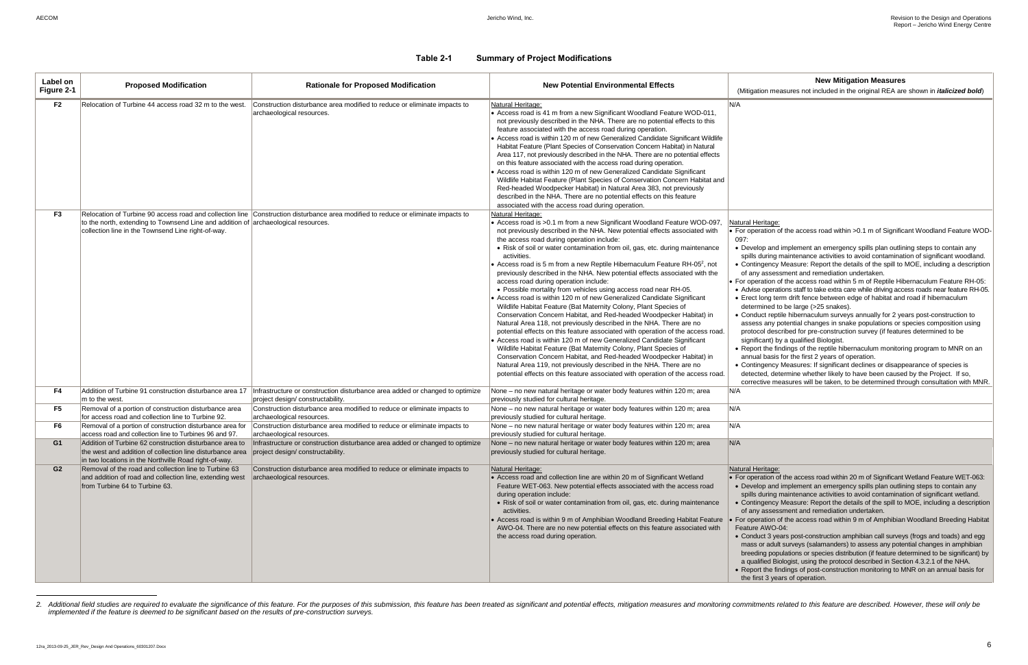**Table 2-1 Summary of Project Modifications**

| Label on Figure 2-1 | Proposed Modification | Rationale for Proposed Modification | New Potential Environmental Effects | New Mitigation Measures (Mitigation measures not included in the original REA are shown in ***italicized bold***) |
|---|---|---|---|---|
| **F2** | Relocation of Turbine 44 access road 32 m to the west. | Construction disturbance area modified to reduce or eliminate impacts to archaeological resources. | Natural Heritage:<br>• Access road is 41 m from a new Significant Woodland Feature WOD-011, not previously described in the NHA. There are no potential effects to this feature associated with the access road during operation.<br>• Access road is within 120 m of new Generalized Candidate Significant Wildlife Habitat Feature (Plant Species of Conservation Concern Habitat) in Natural Area 117, not previously described in the NHA. There are no potential effects on this feature associated with the access road during operation.<br>• Access road is within 120 m of new Generalized Candidate Significant Wildlife Habitat Feature (Plant Species of Conservation Concern Habitat and Red-headed Woodpecker Habitat) in Natural Area 383, not previously described in the NHA. There are no potential effects on this feature associated with the access road during operation. | N/A |
| **F3** | Relocation of Turbine 90 access road and collection line to the north, extending to Townsend Line and addition of collection line in the Townsend Line right-of-way. | Construction disturbance area modified to reduce or eliminate impacts to archaeological resources. | Natural Heritage:<br>• Access road is >0.1 m from a new Significant Woodland Feature WOD-097, not previously described in the NHA. New potential effects associated with the access road during operation include:<br>• Risk of soil or water contamination from oil, gas, etc. during maintenance activities.<br>• Access road is 5 m from a new Reptile Hibernaculum Feature RH-05[2], not previously described in the NHA. New potential effects associated with the access road during operation include:<br>• Possible mortality from vehicles using access road near RH-05.<br>• Access road is within 120 m of new Generalized Candidate Significant Wildlife Habitat Feature (Bat Maternity Colony, Plant Species of Conservation Concern Habitat, and Red-headed Woodpecker Habitat) in Natural Area 118, not previously described in the NHA. There are no potential effects on this feature associated with operation of the access road.<br>• Access road is within 120 m of new Generalized Candidate Significant Wildlife Habitat Feature (Bat Maternity Colony, Plant Species of Conservation Concern Habitat, and Red-headed Woodpecker Habitat) in Natural Area 119, not previously described in the NHA. There are no potential effects on this feature associated with operation of the access road. | Natural Heritage:<br>• For operation of the access road within >0.1 m of Significant Woodland Feature WOD-097:<br>• Develop and implement an emergency spills plan outlining steps to contain any spills during maintenance activities to avoid contamination of significant woodland.<br>• Contingency Measure: Report the details of the spill to MOE, including a description of any assessment and remediation undertaken.<br>• For operation of the access road within 5 m of Reptile Hibernaculum Feature RH-05:<br>• Advise operations staff to take extra care while driving access roads near feature RH-05.<br>• Erect long term drift fence between edge of habitat and road if hibernaculum determined to be large (>25 snakes).<br>• Conduct reptile hibernaculum surveys annually for 2 years post-construction to assess any potential changes in snake populations or species composition using protocol described for pre-construction survey (if features determined to be significant) by a qualified Biologist.<br>• Report the findings of the reptile hibernaculum monitoring program to MNR on an annual basis for the first 2 years of operation.<br>• Contingency Measures: If significant declines or disappearance of species is detected, determine whether likely to have been caused by the Project. If so, corrective measures will be taken, to be determined through consultation with MNR. |
| **F4** | Addition of Turbine 91 construction disturbance area 17 m to the west. | Infrastructure or construction disturbance area added or changed to optimize project design/ constructability. | None – no new natural heritage or water body features within 120 m; area previously studied for cultural heritage. | N/A |
| **F5** | Removal of a portion of construction disturbance area for access road and collection line to Turbine 92. | Construction disturbance area modified to reduce or eliminate impacts to archaeological resources. | None – no new natural heritage or water body features within 120 m; area previously studied for cultural heritage. | N/A |
| **F6** | Removal of a portion of construction disturbance area for access road and collection line to Turbines 96 and 97. | Construction disturbance area modified to reduce or eliminate impacts to archaeological resources. | None – no new natural heritage or water body features within 120 m; area previously studied for cultural heritage. | N/A |
| **G1** | Addition of Turbine 62 construction disturbance area to the west and addition of collection line disturbance area in two locations in the Northville Road right-of-way. | Infrastructure or construction disturbance area added or changed to optimize project design/ constructability. | None – no new natural heritage or water body features within 120 m; area previously studied for cultural heritage. | N/A |
| **G2** | Removal of the road and collection line to Turbine 63 and addition of road and collection line, extending west from Turbine 64 to Turbine 63. | Construction disturbance area modified to reduce or eliminate impacts to archaeological resources. | Natural Heritage:<br>• Access road and collection line are within 20 m of Significant Wetland Feature WET-063. New potential effects associated with the access road during operation include:<br>• Risk of soil or water contamination from oil, gas, etc. during maintenance activities.<br>• Access road is within 9 m of Amphibian Woodland Breeding Habitat Feature AWO-04. There are no new potential effects on this feature associated with the access road during operation. | Natural Heritage:<br>• For operation of the access road within 20 m of Significant Wetland Feature WET-063:<br>• Develop and implement an emergency spills plan outlining steps to contain any spills during maintenance activities to avoid contamination of significant wetland.<br>• Contingency Measure: Report the details of the spill to MOE, including a description of any assessment and remediation undertaken.<br>• For operation of the access road within 9 m of Amphibian Woodland Breeding Habitat Feature AWO-04:<br>• Conduct 3 years post-construction amphibian call surveys (frogs and toads) and egg mass or adult surveys (salamanders) to assess any potential changes in amphibian breeding populations or species distribution (if feature determined to be significant) by a qualified Biologist, using the protocol described in Section 4.3.2.1 of the NHA.<br>• Report the findings of post-construction monitoring to MNR on an annual basis for the first 3 years of operation. |

*2. Additional field studies are required to evaluate the significance of this feature. For the purposes of this submission, this feature has been treated as significant and potential effects, mitigation measures and monitoring commitments related to this feature are described. However, these will only be implemented if the feature is deemed to be significant based on the results of pre-construction surveys.*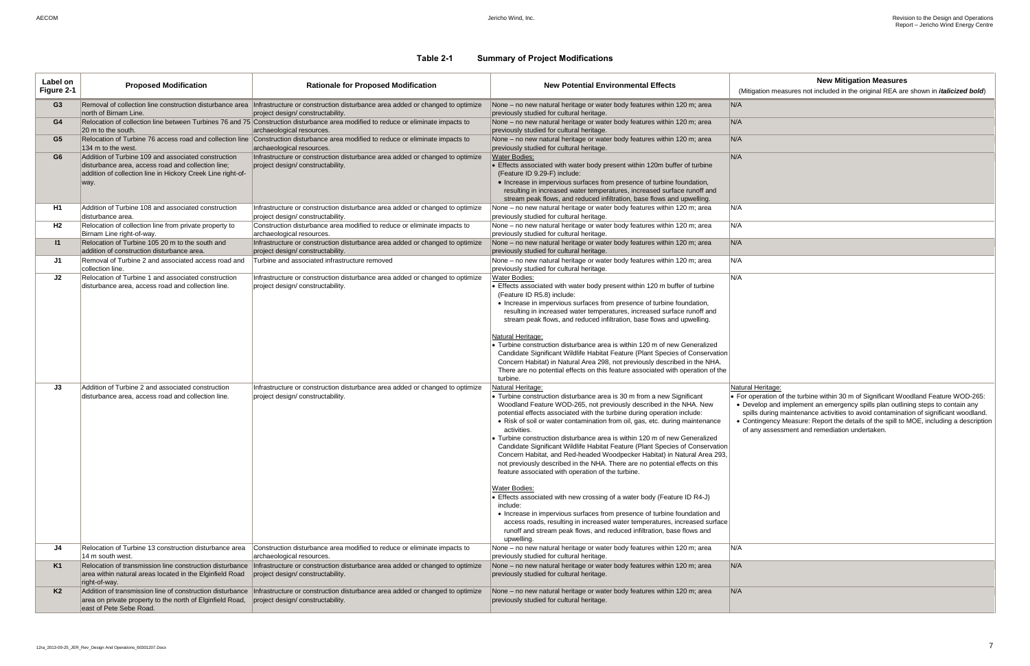**Table 2-1 Summary of Project Modifications**

| Label on Figure 2-1 | Proposed Modification | Rationale for Proposed Modification | New Potential Environmental Effects | New Mitigation Measures (Mitigation measures not included in the original REA are shown in ***italicized bold***) |
|---|---|---|---|---|
| **G3** | Removal of collection line construction disturbance area north of Birnam Line. | Infrastructure or construction disturbance area added or changed to optimize project design/ constructability. | None – no new natural heritage or water body features within 120 m; area previously studied for cultural heritage. | N/A |
| **G4** | Relocation of collection line between Turbines 76 and 75 20 m to the south. | Construction disturbance area modified to reduce or eliminate impacts to archaeological resources. | None – no new natural heritage or water body features within 120 m; area previously studied for cultural heritage. | N/A |
| **G5** | Relocation of Turbine 76 access road and collection line 134 m to the west. | Construction disturbance area modified to reduce or eliminate impacts to archaeological resources. | None – no new natural heritage or water body features within 120 m; area previously studied for cultural heritage. | N/A |
| **G6** | Addition of Turbine 109 and associated construction disturbance area, access road and collection line; addition of collection line in Hickory Creek Line right-of-way. | Infrastructure or construction disturbance area added or changed to optimize project design/ constructability. | Water Bodies:<br>• Effects associated with water body present within 120m buffer of turbine (Feature ID 9.29-F) include:<br>  • Increase in impervious surfaces from presence of turbine foundation, resulting in increased water temperatures, increased surface runoff and stream peak flows, and reduced infiltration, base flows and upwelling. | N/A |
| **H1** | Addition of Turbine 108 and associated construction disturbance area. | Infrastructure or construction disturbance area added or changed to optimize project design/ constructability. | None – no new natural heritage or water body features within 120 m; area previously studied for cultural heritage. | N/A |
| **H2** | Relocation of collection line from private property to Birnam Line right-of-way. | Construction disturbance area modified to reduce or eliminate impacts to archaeological resources. | None – no new natural heritage or water body features within 120 m; area previously studied for cultural heritage. | N/A |
| **I1** | Relocation of Turbine 105 20 m to the south and addition of construction disturbance area. | Infrastructure or construction disturbance area added or changed to optimize project design/ constructability. | None – no new natural heritage or water body features within 120 m; area previously studied for cultural heritage. | N/A |
| **J1** | Removal of Turbine 2 and associated access road and collection line. | Turbine and associated infrastructure removed | None – no new natural heritage or water body features within 120 m; area previously studied for cultural heritage. | N/A |
| **J2** | Relocation of Turbine 1 and associated construction disturbance area, access road and collection line. | Infrastructure or construction disturbance area added or changed to optimize project design/ constructability. | Water Bodies:<br>• Effects associated with water body present within 120 m buffer of turbine (Feature ID R5.8) include:<br>  • Increase in impervious surfaces from presence of turbine foundation, resulting in increased water temperatures, increased surface runoff and stream peak flows, and reduced infiltration, base flows and upwelling.<br><br>Natural Heritage:<br>• Turbine construction disturbance area is within 120 m of new Generalized Candidate Significant Wildlife Habitat Feature (Plant Species of Conservation Concern Habitat) in Natural Area 298, not previously described in the NHA. There are no potential effects on this feature associated with operation of the turbine. | N/A |
| **J3** | Addition of Turbine 2 and associated construction disturbance area, access road and collection line. | Infrastructure or construction disturbance area added or changed to optimize project design/ constructability. | Natural Heritage:<br>• Turbine construction disturbance area is 30 m from a new Significant Woodland Feature WOD-265, not previously described in the NHA. New potential effects associated with the turbine during operation include:<br>  • Risk of soil or water contamination from oil, gas, etc. during maintenance activities.<br>• Turbine construction disturbance area is within 120 m of new Generalized Candidate Significant Wildlife Habitat Feature (Plant Species of Conservation Concern Habitat, and Red-headed Woodpecker Habitat) in Natural Area 293, not previously described in the NHA. There are no potential effects on this feature associated with operation of the turbine.<br><br>Water Bodies:<br>• Effects associated with new crossing of a water body (Feature R4-J) include:<br>  • Increase in impervious surfaces from presence of turbine foundation and access roads, resulting in increased water temperatures, increased surface runoff and stream peak flows, and reduced infiltration, base flows and upwelling. | Natural Heritage:<br>• For operation of the turbine within 30 m of Significant Woodland Feature WOD-265:<br>  • Develop and implement an emergency spills plan outlining steps to contain any spills during maintenance activities to avoid contamination of significant woodland.<br>  • Contingency Measure: Report the details of the spill to MOE, including a description of any assessment and remediation undertaken. |
| **J4** | Relocation of Turbine 13 construction disturbance area 14 m south west. | Construction disturbance area modified to reduce or eliminate impacts to archaeological resources. | None – no new natural heritage or water body features within 120 m; area previously studied for cultural heritage. | N/A |
| **K1** | Relocation of transmission line construction disturbance area within natural areas located in the Elginfield Road right-of-way. | Infrastructure or construction disturbance area added or changed to optimize project design/ constructability. | None – no new natural heritage or water body features within 120 m; area previously studied for cultural heritage. | N/A |
| **K2** | Addition of transmission line of construction disturbance area on private property to the north of Elginfield Road, east of Pete Sebe Road. | Infrastructure or construction disturbance area added or changed to optimize project design/ constructability. | None – no new natural heritage or water body features within 120 m; area previously studied for cultural heritage. | N/A |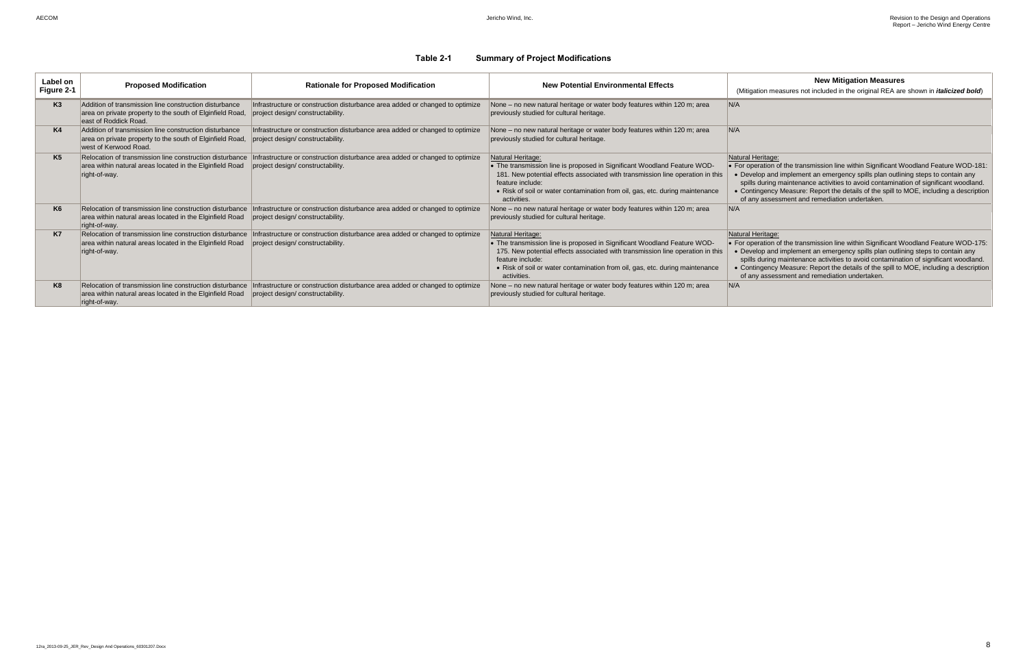**Table 2-1 Summary of Project Modifications**

| Label on Figure 2-1 | Proposed Modification | Rationale for Proposed Modification | New Potential Environmental Effects | New Mitigation Measures (Mitigation measures not included in the original REA are shown in ***italicized bold***) |
|---|---|---|---|---|
| **K3** | Addition of transmission line construction disturbance area on private property to the south of Elginfield Road, east of Roddick Road. | Infrastructure or construction disturbance area added or changed to optimize project design/ constructability. | None – no new natural heritage or water body features within 120 m; area previously studied for cultural heritage. | N/A |
| **K4** | Addition of transmission line construction disturbance area on private property to the south of Elginfield Road, west of Kerwood Road. | Infrastructure or construction disturbance area added or changed to optimize project design/ constructability. | None – no new natural heritage or water body features within 120 m; area previously studied for cultural heritage. | N/A |
| **K5** | Relocation of transmission line construction disturbance area within natural areas located in the Elginfield Road right-of-way. | Infrastructure or construction disturbance area added or changed to optimize project design/ constructability. | Natural Heritage:<br>• The transmission line is proposed in Significant Woodland Feature WOD-181. New potential effects associated with transmission line operation in this feature include:<br>• Risk of soil or water contamination from oil, gas, etc. during maintenance activities. | Natural Heritage:<br>• For operation of the transmission line within Significant Woodland Feature WOD-181:<br>• Develop and implement an emergency spills plan outlining steps to contain any spills during maintenance activities to avoid contamination of significant woodland.<br>• Contingency Measure: Report the details of the spill to MOE, including a description of any assessment and remediation undertaken. |
| **K6** | Relocation of transmission line construction disturbance area within natural areas located in the Elginfield Road right-of-way. | Infrastructure or construction disturbance area added or changed to optimize project design/ constructability. | None – no new natural heritage or water body features within 120 m; area previously studied for cultural heritage. | N/A |
| **K7** | Relocation of transmission line construction disturbance area within natural areas located in the Elginfield Road right-of-way. | Infrastructure or construction disturbance area added or changed to optimize project design/ constructability. | Natural Heritage:<br>• The transmission line is proposed in Significant Woodland Feature WOD-175. New potential effects associated with transmission line operation in this feature include:<br>• Risk of soil or water contamination from oil, gas, etc. during maintenance activities. | Natural Heritage:<br>• For operation of the transmission line within Significant Woodland Feature WOD-175:<br>• Develop and implement an emergency spills plan outlining steps to contain any spills during maintenance activities to avoid contamination of significant woodland.<br>• Contingency Measure: Report the details of the spill to MOE, including a description of any assessment and remediation undertaken. |
| **K8** | Relocation of transmission line construction disturbance area within natural areas located in the Elginfield Road right-of-way. | Infrastructure or construction disturbance area added or changed to optimize project design/ constructability. | None – no new natural heritage or water body features within 120 m; area previously studied for cultural heritage. | N/A |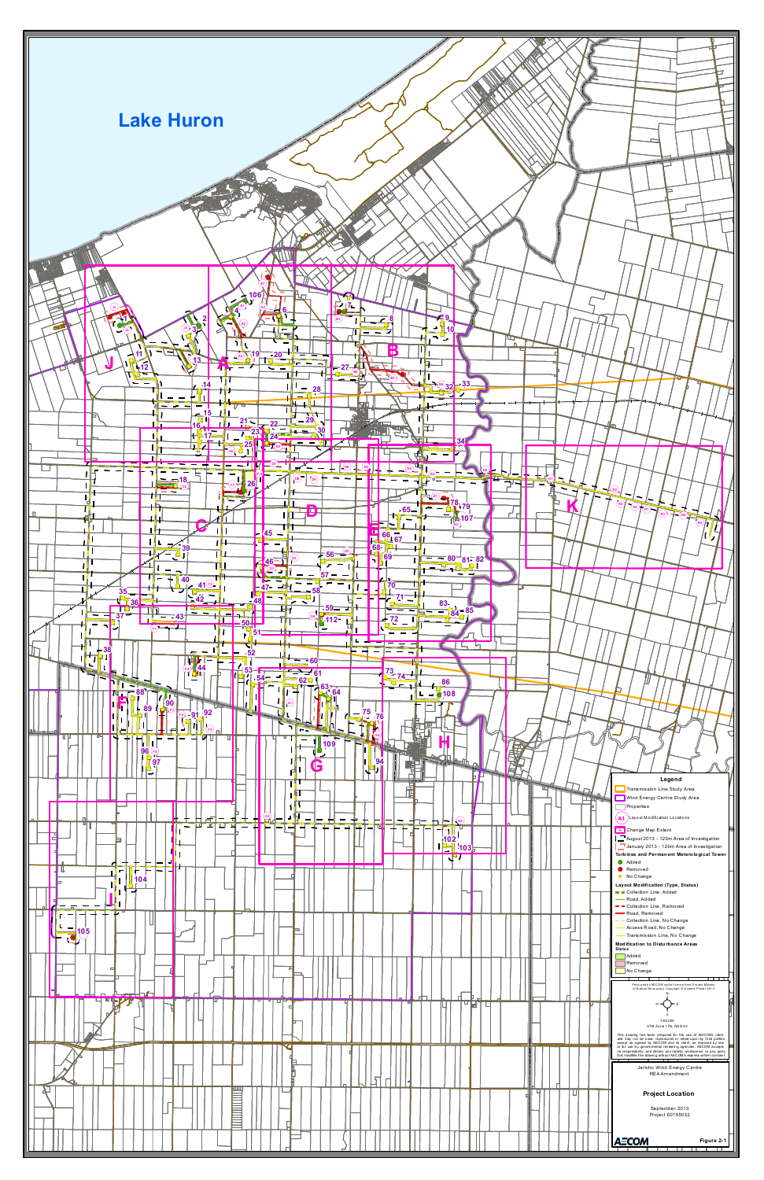Lake Huron

**Legend**

- Transmission Line Study Area
- Wind Energy Centre Study Area
- Properties
- A1 Layout Modification Locations
- Change Map Extent
- August 2013 - 120m Area of Investigation
- January 2013 - 120m Area of Investigation

**Turbines and Permanent Meterological Tower**

- Added
- Removed
- No Change

**Layout Modification (Type, Status)**

- Collection Line, Added
- Road, Added
- Collection Line, Removed
- Road, Removed
- Collection Line, No Change
- Access Road, No Change
- Transmission Line, No Change

**Modification to Disturbance Areas Status**

- Added
- Removed
- No Change

Produced by AECOM under license from Ontario Ministry of Natural Resources, Copyright © Queens Printer 2013

1:65,000

UTM Zone 17N, NAD 83

This drawing has been prepared for the use of AECOM's client and may not be used, reproduced or relied upon by third parties, except as agreed by AECOM and its client, as required by law or for use by governmental reviewing agencies. AECOM accepts no responsibility, and denies any liability whatsoever, to any party that modifies this drawing without AECOM's express written consent.

Jericho Wind Energy Centre
REA Amendment

**Project Location**

September 2013
Project 60155032

AECOM

Figure 2-1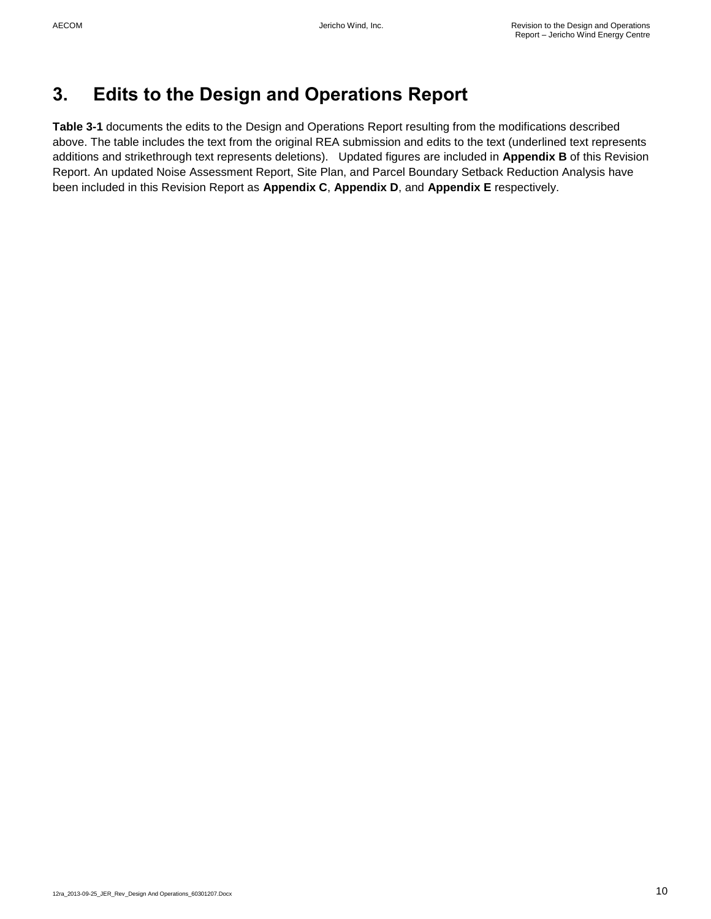# 3. Edits to the Design and Operations Report

**Table 3-1** documents the edits to the Design and Operations Report resulting from the modifications described above. The table includes the text from the original REA submission and edits to the text (underlined text represents additions and strikethrough text represents deletions). Updated figures are included in **Appendix B** of this Revision Report. An updated Noise Assessment Report, Site Plan, and Parcel Boundary Setback Reduction Analysis have been included in this Revision Report as **Appendix C**, **Appendix D**, and **Appendix E** respectively.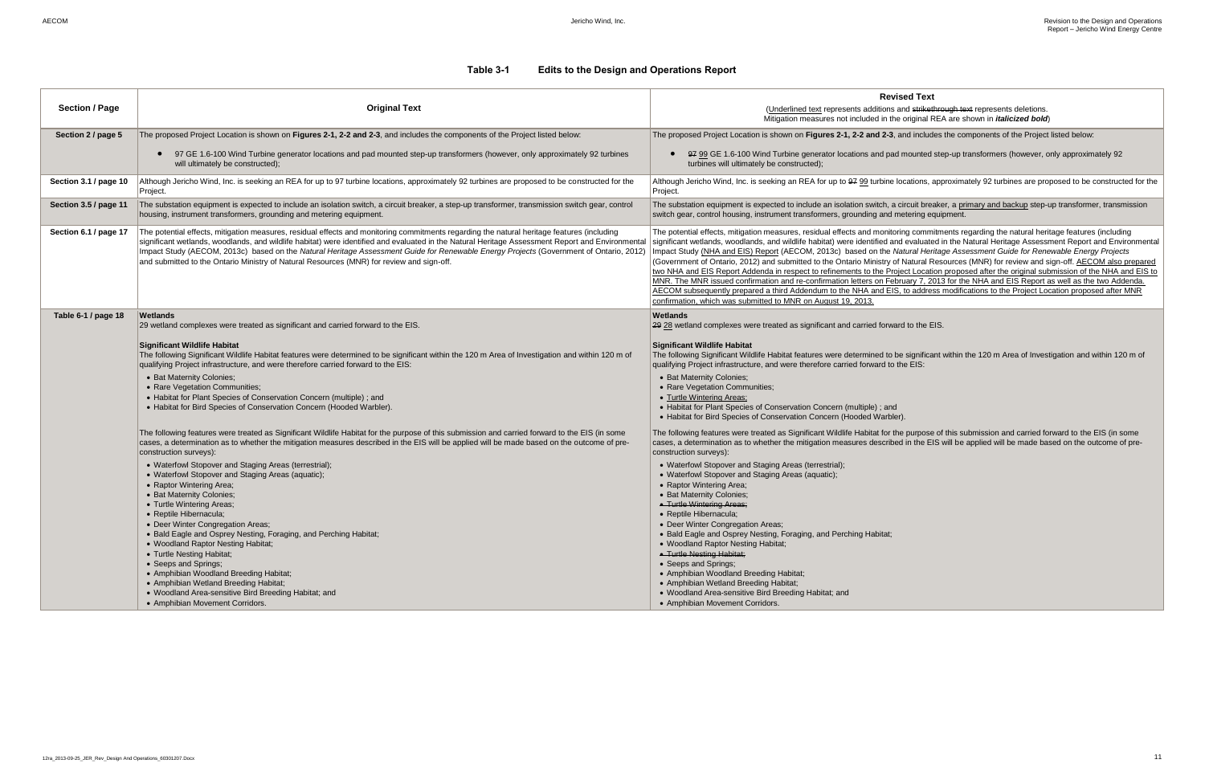## Table 3-1 Edits to the Design and Operations Report

| Section / Page | Original Text | Revised Text<br>(Underlined text represents additions and ~~strikethrough text~~ represents deletions. Mitigation measures not included in the original REA are shown in ***italicized bold***) |
|---|---|---|
| **Section 2 / page 5** | The proposed Project Location is shown on **Figures 2-1, 2-2 and 2-3**, and includes the components of the Project listed below:<br>• 97 GE 1.6-100 Wind Turbine generator locations and pad mounted step-up transformers (however, only approximately 92 turbines will ultimately be constructed); | The proposed Project Location is shown on **Figures 2-1, 2-2 and 2-3**, and includes the components of the Project listed below:<br>• ~~97~~ 99 GE 1.6-100 Wind Turbine generator locations and pad mounted step-up transformers (however, only approximately 92 turbines will ultimately be constructed); |
| **Section 3.1 / page 10** | Although Jericho Wind, Inc. is seeking an REA for up to 97 turbine locations, approximately 92 turbines are proposed to be constructed for the Project. | Although Jericho Wind, Inc. is seeking an REA for up to ~~97~~ 99 turbine locations, approximately 92 turbines are proposed to be constructed for the Project. |
| **Section 3.5 / page 11** | The substation equipment is expected to include an isolation switch, a circuit breaker, a step-up transformer, transmission switch gear, control housing, instrument transformers, grounding and metering equipment. | The substation equipment is expected to include an isolation switch, a circuit breaker, a primary and backup step-up transformer, transmission switch gear, control housing, instrument transformers, grounding and metering equipment. |
| **Section 6.1 / page 17** | The potential effects, mitigation measures, residual effects and monitoring commitments regarding the natural heritage features (including significant wetlands, woodlands, and wildlife habitat) were identified and evaluated in the Natural Heritage Assessment Report and Environmental Impact Study (AECOM, 2013c) based on the *Natural Heritage Assessment Guide for Renewable Energy Projects* (Government of Ontario, 2012) and submitted to the Ontario Ministry of Natural Resources (MNR) for review and sign-off. | The potential effects, mitigation measures, residual effects and monitoring commitments regarding the natural heritage features (including significant wetlands, woodlands, and wildlife habitat) were identified and evaluated in the Natural Heritage Assessment Report and Environmental Impact Study (NHA and EIS) Report (AECOM, 2013c) based on the *Natural Heritage Assessment Guide for Renewable Energy Projects* (Government of Ontario, 2012) and submitted to the Ontario Ministry of Natural Resources (MNR) for review and sign-off. AECOM also prepared two NHA and EIS Report Addenda in respect to refinements to the Project Location proposed after the original submission of the NHA and EIS to MNR. The MNR issued confirmation and re-confirmation letters on February 7, 2013 for the NHA and EIS Report as well as the two Addenda. AECOM subsequently prepared a third Addendum to the NHA and EIS, to address modifications to the Project Location proposed after MNR confirmation, which was submitted to MNR on August 19, 2013. |
| **Table 6-1 / page 18** | **Wetlands**<br>29 wetland complexes were treated as significant and carried forward to the EIS.<br><br>**Significant Wildlife Habitat**<br>The following Significant Wildlife Habitat features were determined to be significant within the 120 m Area of Investigation and within 120 m of qualifying Project infrastructure, and were therefore carried forward to the EIS:<br>• Bat Maternity Colonies;<br>• Rare Vegetation Communities;<br>• Habitat for Plant Species of Conservation Concern (multiple) ; and<br>• Habitat for Bird Species of Conservation Concern (Hooded Warbler).<br><br>The following features were treated as Significant Wildlife Habitat for the purpose of this submission and carried forward to the EIS (in some cases, a determination as to whether the mitigation measures described in the EIS will be applied will be made based on the outcome of pre-construction surveys):<br>• Waterfowl Stopover and Staging Areas (terrestrial);<br>• Waterfowl Stopover and Staging Areas (aquatic);<br>• Raptor Wintering Area;<br>• Bat Maternity Colonies;<br>• Turtle Wintering Areas;<br>• Reptile Hibernacula;<br>• Deer Winter Congregation Areas;<br>• Bald Eagle and Osprey Nesting, Foraging, and Perching Habitat;<br>• Woodland Raptor Nesting Habitat;<br>• Turtle Nesting Habitat;<br>• Seeps and Springs;<br>• Amphibian Woodland Breeding Habitat;<br>• Amphibian Wetland Breeding Habitat;<br>• Woodland Area-sensitive Bird Breeding Habitat; and<br>• Amphibian Movement Corridors. | **Wetlands**<br>~~29~~ 28 wetland complexes were treated as significant and carried forward to the EIS.<br><br>**Significant Wildlife Habitat**<br>The following Significant Wildlife Habitat features were determined to be significant within the 120 m Area of Investigation and within 120 m of qualifying Project infrastructure, and were therefore carried forward to the EIS:<br>• Bat Maternity Colonies;<br>• Rare Vegetation Communities;<br>• Turtle Wintering Areas;<br>• Habitat for Plant Species of Conservation Concern (multiple) ; and<br>• Habitat for Bird Species of Conservation Concern (Hooded Warbler).<br><br>The following features were treated as Significant Wildlife Habitat for the purpose of this submission and carried forward to the EIS (in some cases, a determination as to whether the mitigation measures described in the EIS will be applied will be made based on the outcome of pre-construction surveys):<br>• Waterfowl Stopover and Staging Areas (terrestrial);<br>• Waterfowl Stopover and Staging Areas (aquatic);<br>• Raptor Wintering Area;<br>• Bat Maternity Colonies;<br>• ~~Turtle Wintering Areas;~~<br>• Reptile Hibernacula;<br>• Deer Winter Congregation Areas;<br>• Bald Eagle and Osprey Nesting, Foraging, and Perching Habitat;<br>• Woodland Raptor Nesting Habitat;<br>• ~~Turtle Nesting Habitat;~~<br>• Seeps and Springs;<br>• Amphibian Woodland Breeding Habitat;<br>• Amphibian Wetland Breeding Habitat;<br>• Woodland Area-sensitive Bird Breeding Habitat; and<br>• Amphibian Movement Corridors. |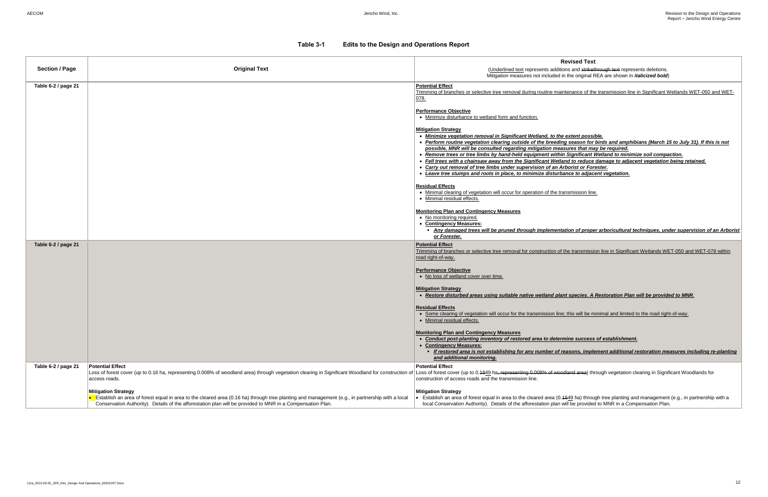**Table 3-1 Edits to the Design and Operations Report**

| Section / Page | Original Text | Revised Text<br>(Underlined text represents additions and ~~strikethrough text~~ represents deletions.<br>Mitigation measures not included in the original REA are shown in ***italicized bold***) |
|---|---|---|
| Table 6-2 / page 21 | | **Potential Effect**<br>Trimming of branches or selective tree removal during routine maintenance of the transmission line in Significant Wetlands WET-050 and WET-078.<br><br>**Performance Objective**<br>• Minimize disturbance to wetland form and function.<br><br>**Mitigation Strategy**<br>• ***Minimize vegetation removal in Significant Wetland, to the extent possible.***<br>• ***Perform routine vegetation clearing outside of the breeding season for birds and amphibians (March 15 to July 31). If this is not possible, MNR will be consulted regarding mitigation measures that may be required.***<br>• ***Remove trees or tree limbs by hand-held equipment within Significant Wetland to minimize soil compaction.***<br>• ***Fell trees with a chainsaw away from the Significant Wetland to reduce damage to adjacent vegetation being retained.***<br>• ***Carry out removal of tree limbs under supervision of an Arborist or Forester.***<br>• ***Leave tree stumps and roots in place, to minimize disturbance to adjacent vegetation.***<br><br>**Residual Effects**<br>• Minimal clearing of vegetation will occur for operation of the transmission line.<br>• Minimal residual effects.<br><br>**Monitoring Plan and Contingency Measures**<br>• No monitoring required.<br>• **Contingency Measures:**<br>▪ ***Any damaged trees will be pruned through implementation of proper arboricultural techniques, under supervision of an Arborist or Forester.*** |
| Table 6-2 / page 21 | | **Potential Effect**<br>Trimming of branches or selective tree removal for construction of the transmission line in Significant Wetlands WET-050 and WET-078 within road right-of-way.<br><br>**Performance Objective**<br>• No loss of wetland cover over time.<br><br>**Mitigation Strategy**<br>• ***Restore disturbed areas using suitable native wetland plant species. A Restoration Plan will be provided to MNR.***<br><br>**Residual Effects**<br>• Some clearing of vegetation will occur for the transmission line; this will be minimal and limited to the road right-of-way.<br>• Minimal residual effects.<br><br>**Monitoring Plan and Contingency Measures**<br>• ***Conduct post-planting inventory of restored area to determine success of establishment.***<br>• **Contingency Measures:**<br>▪ ***If restored area is not establishing for any number of reasons, implement additional restoration measures including re-planting and additional monitoring.*** |
| Table 6-2 / page 21 | **Potential Effect**<br>Loss of forest cover (up to 0.16 ha, representing 0.008% of woodland area) through vegetation clearing in Significant Woodland for construction of access roads.<br><br>**Mitigation Strategy**<br>• Establish an area of forest equal in area to the cleared area (0.16 ha) through tree planting and management (e.g., in partnership with a local Conservation Authority). Details of the afforestation plan will be provided to MNR in a Compensation Plan. | **Potential Effect**<br>Loss of forest cover (up to 0.~~16~~49 ha~~, representing 0.008% of woodland area~~) through vegetation clearing in Significant Woodlands for construction of access roads and the transmission line.<br><br>**Mitigation Strategy**<br>• Establish an area of forest equal in area to the cleared area (0.~~16~~49 ha) through tree planting and management (e.g., in partnership with a local Conservation Authority). Details of the afforestation plan will be provided to MNR in a Compensation Plan. |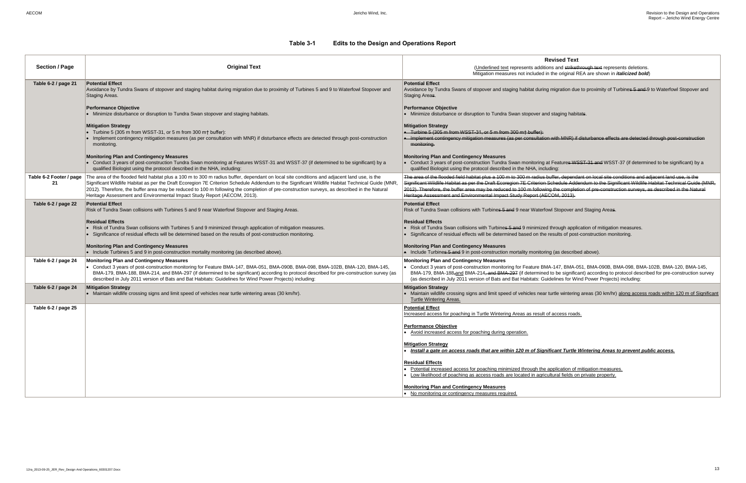# Table 3-1 Edits to the Design and Operations Report

| Section / Page | Original Text | Revised Text<br>(Underlined text represents additions and ~~strikethrough text~~ represents deletions. Mitigation measures not included in the original REA are shown in ***italicized bold***) |
|---|---|---|
| Table 6-2 / page 21 | **Potential Effect**<br>Avoidance by Tundra Swans of stopover and staging habitat during migration due to proximity of Turbines 5 and 9 to Waterfowl Stopover and Staging Areas.<br><br>**Performance Objective**<br>• Minimize disturbance or disruption to Tundra Swan stopover and staging habitats.<br><br>**Mitigation Strategy**<br>• Turbine 5 (305 m from WSST-31, or 5 m from 300 m† buffer):<br>• Implement contingency mitigation measures (as per consultation with MNR) if disturbance effects are detected through post-construction monitoring.<br><br>**Monitoring Plan and Contingency Measures**<br>• Conduct 3 years of post-construction Tundra Swan monitoring at Features WSST-31 and WSST-37 (if determined to be significant) by a qualified Biologist using the protocol described in the NHA, including: | **Potential Effect**<br>Avoidance by Tundra Swans of stopover and staging habitat during migration due to proximity of Turbine~~s 5 and~~ 9 to Waterfowl Stopover and Staging Area~~s~~.<br><br>**Performance Objective**<br>• Minimize disturbance or disruption to Tundra Swan stopover and staging habitat~~s~~.<br><br>**Mitigation Strategy**<br>• ~~Turbine 5 (305 m from WSST-31, or 5 m from 300 m† buffer):~~<br>• ~~Implement contingency mitigation measures (as per consultation with MNR) if disturbance effects are detected through post-construction monitoring.~~<br><br>**Monitoring Plan and Contingency Measures**<br>• Conduct 3 years of post-construction Tundra Swan monitoring at Feature~~s WSST-31 and~~ WSST-37 (if determined to be significant) by a qualified Biologist using the protocol described in the NHA, including: |
| Table 6-2 Footer / page 21 | The area of the flooded field habitat plus a 100 m to 300 m radius buffer, dependant on local site conditions and adjacent land use, is the Significant Wildlife Habitat as per the Draft Ecoregion 7E Criterion Schedule Addendum to the Significant Wildlife Habitat Technical Guide (MNR, 2012). Therefore, the buffer area may be reduced to 100 m following the completion of pre-construction surveys, as described in the Natural Heritage Assessment and Environmental Impact Study Report (AECOM, 2013). | ~~The area of the flooded field habitat plus a 100 m to 300 m radius buffer, dependant on local site conditions and adjacent land use, is the Significant Wildlife Habitat as per the Draft Ecoregion 7E Criterion Schedule Addendum to the Significant Wildlife Habitat Technical Guide (MNR, 2012). Therefore, the buffer area may be reduced to 100 m following the completion of pre-construction surveys, as described in the Natural Heritage Assessment and Environmental Impact Study Report (AECOM, 2013).~~ |
| Table 6-2 / page 22 | **Potential Effect**<br>Risk of Tundra Swan collisions with Turbines 5 and 9 near Waterfowl Stopover and Staging Areas.<br><br>**Residual Effects**<br>• Risk of Tundra Swan collisions with Turbines 5 and 9 minimized through application of mitigation measures.<br>• Significance of residual effects will be determined based on the results of post-construction monitoring.<br><br>**Monitoring Plan and Contingency Measures**<br>• Include Turbines 5 and 9 in post-construction mortality monitoring (as described above). | **Potential Effect**<br>Risk of Tundra Swan collisions with Turbine~~s 5 and~~ 9 near Waterfowl Stopover and Staging Area~~s~~.<br><br>**Residual Effects**<br>• Risk of Tundra Swan collisions with Turbine~~s 5 and~~ 9 minimized through application of mitigation measures.<br>• Significance of residual effects will be determined based on the results of post-construction monitoring.<br><br>**Monitoring Plan and Contingency Measures**<br>• Include Turbine~~s 5 and~~ 9 in post-construction mortality monitoring (as described above). |
| Table 6-2 / page 24 | **Monitoring Plan and Contingency Measures**<br>• Conduct 3 years of post-construction monitoring for Feature BMA-147, BMA-051, BMA-090B, BMA-098, BMA-102B, BMA-120, BMA-145, BMA-179, BMA-188, BMA-214, and BMA-297 (if determined to be significant) according to protocol described for pre-construction survey (as described in July 2011 version of Bats and Bat Habitats: Guidelines for Wind Power Projects) including: | **Monitoring Plan and Contingency Measures**<br>• Conduct 3 years of post-construction monitoring for Feature BMA-147, BMA-051, BMA-090B, BMA-098, BMA-102B, BMA-120, BMA-145, BMA-179, BMA-188~~,~~ <u>and</u> BMA-214~~, and BMA-297~~ (if determined to be significant) according to protocol described for pre-construction survey (as described in July 2011 version of Bats and Bat Habitats: Guidelines for Wind Power Projects) including: |
| Table 6-2 / page 24 | **Mitigation Strategy**<br>• Maintain wildlife crossing signs and limit speed of vehicles near turtle wintering areas (30 km/hr). | **Mitigation Strategy**<br>• Maintain wildlife crossing signs and limit speed of vehicles near turtle wintering areas (30 km/hr) <u>along access roads within 120 m of Significant Turtle Wintering Areas.</u> |
| Table 6-2 / page 25 | | <u>**Potential Effect**</u><br><u>Increased access for poaching in Turtle Wintering Areas as result of access roads.</u><br><br><u>**Performance Objective**</u><br>• <u>Avoid increased access for poaching during operation.</u><br><br><u>**Mitigation Strategy**</u><br>• <u>***Install a gate on access roads that are within 120 m of Significant Turtle Wintering Areas to prevent public access.***</u><br><br><u>**Residual Effects**</u><br>• <u>Potential increased access for poaching minimized through the application of mitigation measures.</u><br>• <u>Low likelihood of poaching as access roads are located in agricultural fields on private property.</u><br><br><u>**Monitoring Plan and Contingency Measures**</u><br>• <u>No monitoring or contingency measures required.</u> |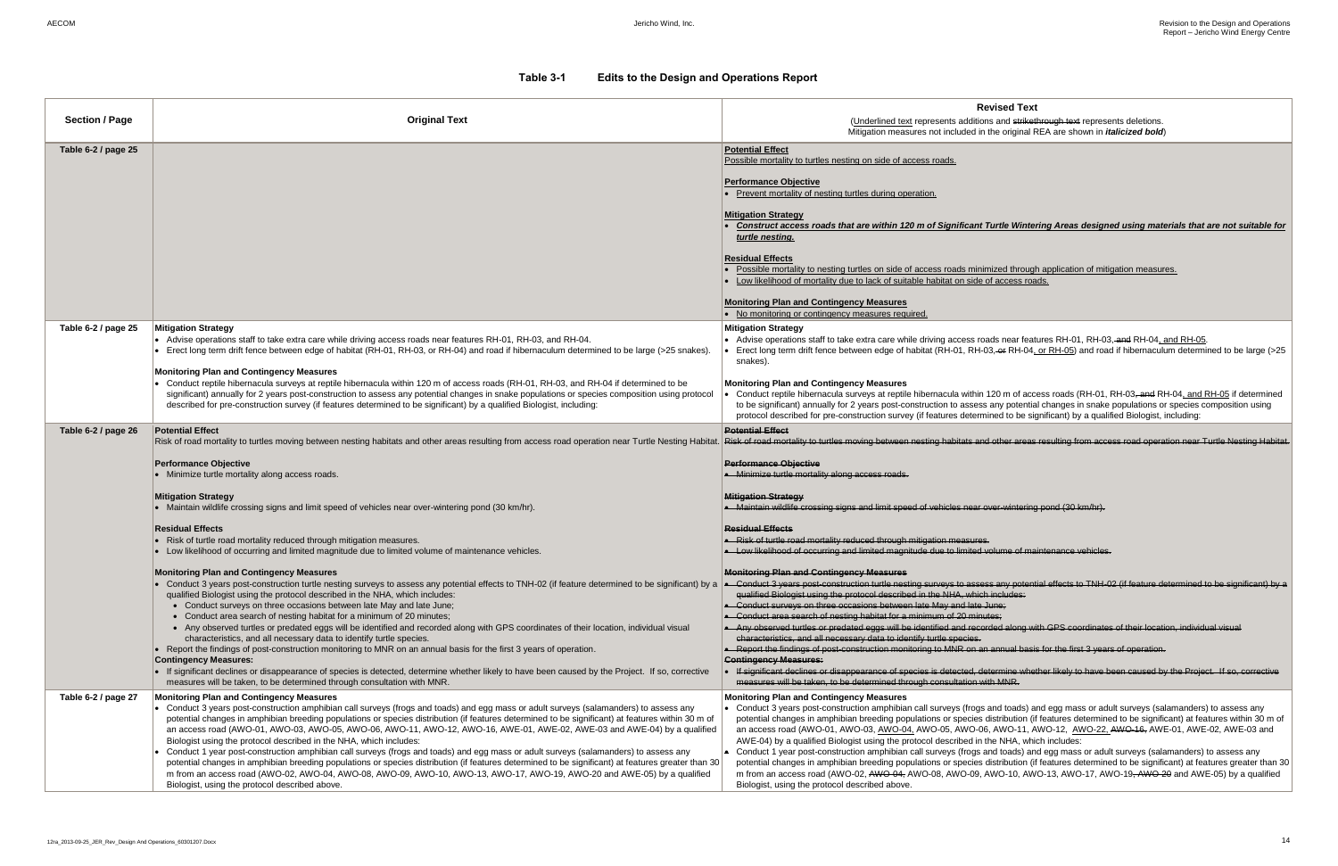# Table 3-1 Edits to the Design and Operations Report

| Section / Page | Original Text | Revised Text<br>(<u>Underlined text</u> represents additions and ~~strikethrough text~~ represents deletions. Mitigation measures not included in the original REA are shown in ***italicized bold***) |
|---|---|---|
| Table 6-2 / page 25 | | **<u>Potential Effect</u>**<br><u>Possible mortality to turtles nesting on side of access roads.</u><br><br>**<u>Performance Objective</u>**<br>• <u>Prevent mortality of nesting turtles during operation.</u><br><br>**<u>Mitigation Strategy</u>**<br>• ***<u>Construct access roads that are within 120 m of Significant Turtle Wintering Areas designed using materials that are not suitable for turtle nesting.</u>***<br><br>**<u>Residual Effects</u>**<br>• <u>Possible mortality to nesting turtles on side of access roads minimized through application of mitigation measures.</u><br>• <u>Low likelihood of mortality due to lack of suitable habitat on side of access roads.</u><br><br>**<u>Monitoring Plan and Contingency Measures</u>**<br>• <u>No monitoring or contingency measures required.</u> |
| Table 6-2 / page 25 | **Mitigation Strategy**<br>• Advise operations staff to take extra care while driving access roads near features RH-01, RH-03, and RH-04.<br>• Erect long term drift fence between edge of habitat (RH-01, RH-03, or RH-04) and road if hibernaculum determined to be large (>25 snakes).<br><br>**Monitoring Plan and Contingency Measures**<br>• Conduct reptile hibernacula surveys at reptile hibernacula within 120 m of access roads (RH-01, RH-03, and RH-04 if determined to be significant) annually for 2 years post-construction to assess any potential changes in snake populations or species composition using protocol described for pre-construction survey (if features determined to be significant) by a qualified Biologist, including: | **Mitigation Strategy**<br>• Advise operations staff to take extra care while driving access roads near features RH-01, RH-03, ~~and~~ RH-04<u>, and RH-05</u>.<br>• Erect long term drift fence between edge of habitat (RH-01, RH-03, ~~or~~ RH-04<u>, or RH-05</u>) and road if hibernaculum determined to be large (>25 snakes).<br><br>**Monitoring Plan and Contingency Measures**<br>• Conduct reptile hibernacula surveys at reptile hibernacula within 120 m of access roads (RH-01, RH-03, ~~and~~ RH-04<u>, and RH-05</u> if determined to be significant) annually for 2 years post-construction to assess any potential changes in snake populations or species composition using protocol described for pre-construction survey (if features determined to be significant) by a qualified Biologist, including: |
| Table 6-2 / page 26 | **Potential Effect**<br>Risk of road mortality to turtles moving between nesting habitats and other areas resulting from access road operation near Turtle Nesting Habitat.<br><br>**Performance Objective**<br>• Minimize turtle mortality along access roads.<br><br>**Mitigation Strategy**<br>• Maintain wildlife crossing signs and limit speed of vehicles near over-wintering pond (30 km/hr).<br><br>**Residual Effects**<br>• Risk of turtle road mortality reduced through mitigation measures.<br>• Low likelihood of occurring and limited magnitude due to limited volume of maintenance vehicles.<br><br>**Monitoring Plan and Contingency Measures**<br>• Conduct 3 years post-construction turtle nesting surveys to assess any potential effects to TNH-02 (if feature determined to be significant) by a qualified Biologist using the protocol described in the NHA, which includes:<br>  • Conduct surveys on three occasions between late May and late June;<br>  • Conduct area search of nesting habitat for a minimum of 20 minutes;<br>  • Any observed turtles or predated eggs will be identified and recorded along with GPS coordinates of their location, individual visual characteristics, and all necessary data to identify turtle species.<br>• Report the findings of post-construction monitoring to MNR on an annual basis for the first 3 years of operation.<br>**Contingency Measures:**<br>• If significant declines or disappearance of species is detected, determine whether likely to have been caused by the Project. If so, corrective measures will be taken, to be determined through consultation with MNR. | ~~**Potential Effect**~~<br>~~Risk of road mortality to turtles moving between nesting habitats and other areas resulting from access road operation near Turtle Nesting Habitat.~~<br><br>~~**Performance Objective**~~<br>~~• Minimize turtle mortality along access roads.~~<br><br>~~**Mitigation Strategy**~~<br>~~• Maintain wildlife crossing signs and limit speed of vehicles near over-wintering pond (30 km/hr).~~<br><br>~~**Residual Effects**~~<br>~~• Risk of turtle road mortality reduced through mitigation measures.~~<br>~~• Low likelihood of occurring and limited magnitude due to limited volume of maintenance vehicles.~~<br><br>~~**Monitoring Plan and Contingency Measures**~~<br>~~• Conduct 3 years post-construction turtle nesting surveys to assess any potential effects to TNH-02 (if feature determined to be significant) by a qualified Biologist using the protocol described in the NHA, which includes:~~<br>~~• Conduct surveys on three occasions between late May and late June;~~<br>~~• Conduct area search of nesting habitat for a minimum of 20 minutes;~~<br>~~• Any observed turtles or predated eggs will be identified and recorded along with GPS coordinates of their location, individual visual characteristics, and all necessary data to identify turtle species.~~<br>~~• Report the findings of post-construction monitoring to MNR on an annual basis for the first 3 years of operation.~~<br>~~**Contingency Measures:**~~<br>~~• If significant declines or disappearance of species is detected, determine whether likely to have been caused by the Project. If so, corrective measures will be taken, to be determined through consultation with MNR.~~ |
| Table 6-2 / page 27 | **Monitoring Plan and Contingency Measures**<br>• Conduct 3 years post-construction amphibian call surveys (frogs and toads) and egg mass or adult surveys (salamanders) to assess any potential changes in amphibian breeding populations or species distribution (if features determined to be significant) at features within 30 m of an access road (AWO-01, AWO-03, AWO-05, AWO-06, AWO-11, AWO-12, AWO-16, AWE-01, AWE-02, AWE-03 and AWE-04) by a qualified Biologist using the protocol described in the NHA, which includes:<br>• Conduct 1 year post-construction amphibian call surveys (frogs and toads) and egg mass or adult surveys (salamanders) to assess any potential changes in amphibian breeding populations or species distribution (if features determined to be significant) at features greater than 30 m from an access road (AWO-02, AWO-04, AWO-08, AWO-09, AWO-10, AWO-13, AWO-17, AWO-19, AWO-20 and AWE-05) by a qualified Biologist, using the protocol described above. | **Monitoring Plan and Contingency Measures**<br>• Conduct 3 years post-construction amphibian call surveys (frogs and toads) and egg mass or adult surveys (salamanders) to assess any potential changes in amphibian breeding populations or species distribution (if features determined to be significant) at features within 30 m of an access road (AWO-01, AWO-03, <u>AWO-04,</u> AWO-05, AWO-06, AWO-11, AWO-12, <u>AWO-22,</u> ~~AWO-16,~~ AWE-01, AWE-02, AWE-03 and AWE-04) by a qualified Biologist using the protocol described in the NHA, which includes:<br>• Conduct 1 year post-construction amphibian call surveys (frogs and toads) and egg mass or adult surveys (salamanders) to assess any potential changes in amphibian breeding populations or species distribution (if features determined to be significant) at features greater than 30 m from an access road (AWO-02, ~~AWO-04,~~ AWO-08, AWO-09, AWO-10, AWO-13, AWO-17, AWO-19~~, AWO-20~~ and AWE-05) by a qualified Biologist, using the protocol described above. |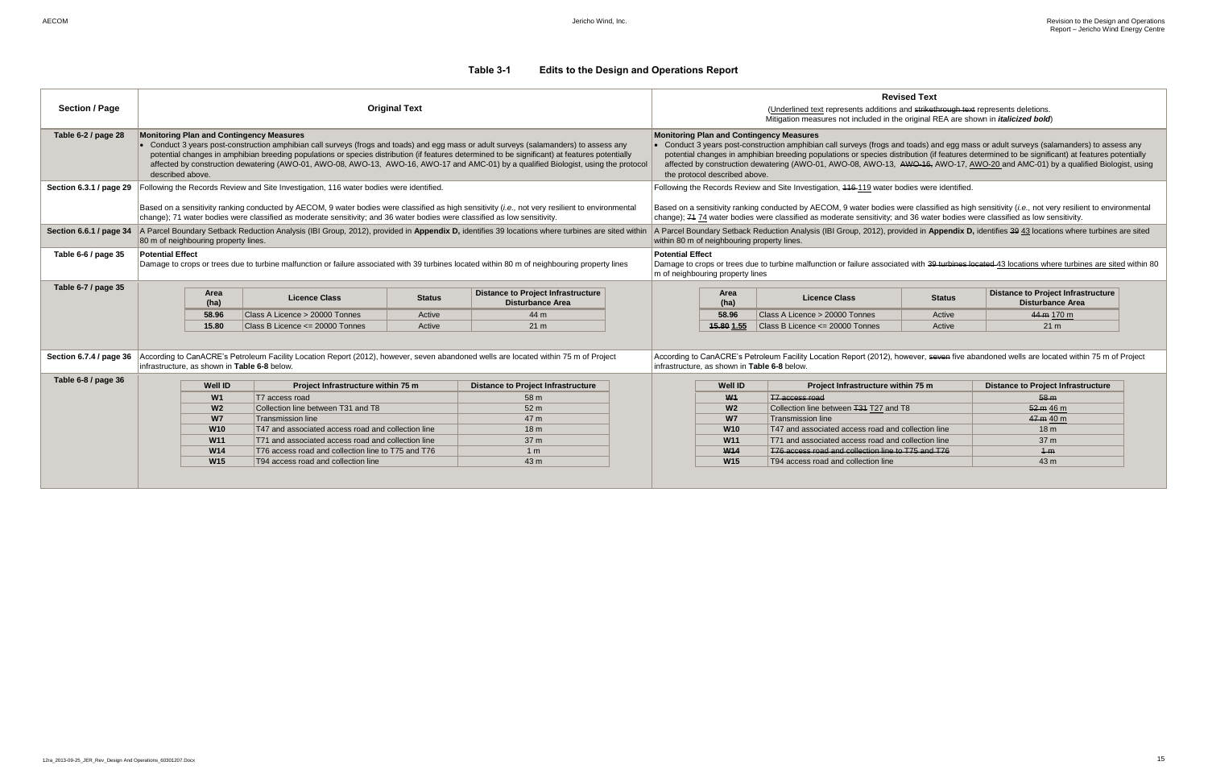**Table 3-1 Edits to the Design and Operations Report**

| Section / Page | Original Text | Revised Text<br>(Underlined text represents additions and strikethrough text represents deletions. Mitigation measures not included in the original REA are shown in ***italicized bold***) |
|---|---|---|
| Table 6-2 / page 28 | **Monitoring Plan and Contingency Measures**<br>• Conduct 3 years post-construction amphibian call surveys (frogs and toads) and egg mass or adult surveys (salamanders) to assess any potential changes in amphibian breeding populations or species distribution (if features determined to be significant) at features potentially affected by construction dewatering (AWO-01, AWO-08, AWO-13, AWO-16, AWO-17 and AMC-01) by a qualified Biologist, using the protocol described above. | **Monitoring Plan and Contingency Measures**<br>• Conduct 3 years post-construction amphibian call surveys (frogs and toads) and egg mass or adult surveys (salamanders) to assess any potential changes in amphibian breeding populations or species distribution (if features determined to be significant) at features potentially affected by construction dewatering (AWO-01, AWO-08, AWO-13, ~~AWO-16,~~ AWO-17, <u>AWO-20</u> and AMC-01) by a qualified Biologist, using the protocol described above. |
| Section 6.3.1 / page 29 | Following the Records Review and Site Investigation, 116 water bodies were identified.<br><br>Based on a sensitivity ranking conducted by AECOM, 9 water bodies were classified as high sensitivity (*i.e.,* not very resilient to environmental change); 71 water bodies were classified as moderate sensitivity; and 36 water bodies were classified as low sensitivity. | Following the Records Review and Site Investigation, ~~116~~ <u>119</u> water bodies were identified.<br><br>Based on a sensitivity ranking conducted by AECOM, 9 water bodies were classified as high sensitivity (*i.e.,* not very resilient to environmental change); ~~71~~ <u>74</u> water bodies were classified as moderate sensitivity; and 36 water bodies were classified as low sensitivity. |
| Section 6.6.1 / page 34 | A Parcel Boundary Setback Reduction Analysis (IBI Group, 2012), provided in **Appendix D,** identifies 39 locations where turbines are sited within 80 m of neighbouring property lines. | A Parcel Boundary Setback Reduction Analysis (IBI Group, 2012), provided in **Appendix D,** identifies ~~39~~ <u>43</u> locations where turbines are sited within 80 m of neighbouring property lines. |
| Table 6-6 / page 35 | **Potential Effect**<br>Damage to crops or trees due to turbine malfunction or failure associated with 39 turbines located within 80 m of neighbouring property lines | **Potential Effect**<br>Damage to crops or trees due to turbine malfunction or failure associated with ~~39 turbines located~~ <u>43 locations where turbines are sited</u> within 80 m of neighbouring property lines |
| Table 6-7 / page 35 | *(see Table 6-7 original below)* | *(see Table 6-7 revised below)* |
| Section 6.7.4 / page 36 | According to CanACRE's Petroleum Facility Location Report (2012), however, seven abandoned wells are located within 75 m of Project infrastructure, as shown in **Table 6-8** below. | According to CanACRE's Petroleum Facility Location Report (2012), however, ~~seven~~ five abandoned wells are located within 75 m of Project infrastructure, as shown in **Table 6-8** below. |
| Table 6-8 / page 36 | *(see Table 6-8 original below)* | *(see Table 6-8 revised below)* |

**Table 6-7 / page 35 — Original Text**

| Area (ha) | Licence Class | Status | Distance to Project Infrastructure Disturbance Area |
|---|---|---|---|
| **58.96** | Class A Licence > 20000 Tonnes | Active | 44 m |
| **15.80** | Class B Licence <= 20000 Tonnes | Active | 21 m |

**Table 6-7 / page 35 — Revised Text**

| Area (ha) | Licence Class | Status | Distance to Project Infrastructure Disturbance Area |
|---|---|---|---|
| **58.96** | Class A Licence > 20000 Tonnes | Active | ~~44 m~~ <u>170 m</u> |
| **~~15.80~~ <u>1.55</u>** | Class B Licence <= 20000 Tonnes | Active | 21 m |

**Table 6-8 / page 36 — Original Text**

| Well ID | Project Infrastructure within 75 m | Distance to Project Infrastructure |
|---|---|---|
| **W1** | T7 access road | 58 m |
| **W2** | Collection line between T31 and T8 | 52 m |
| **W7** | Transmission line | 47 m |
| **W10** | T47 and associated access road and collection line | 18 m |
| **W11** | T71 and associated access road and collection line | 37 m |
| **W14** | T76 access road and collection line to T75 and T76 | 1 m |
| **W15** | T94 access road and collection line | 43 m |

**Table 6-8 / page 36 — Revised Text**

| Well ID | Project Infrastructure within 75 m | Distance to Project Infrastructure |
|---|---|---|
| ~~**W1**~~ | ~~T7 access road~~ | ~~58 m~~ |
| **W2** | Collection line between ~~T31~~ <u>T27</u> and T8 | ~~52 m~~ <u>46 m</u> |
| **W7** | Transmission line | ~~47 m~~ <u>40 m</u> |
| **W10** | T47 and associated access road and collection line | 18 m |
| **W11** | T71 and associated access road and collection line | 37 m |
| ~~**W14**~~ | ~~T76 access road and collection line to T75 and T76~~ | ~~1 m~~ |
| **W15** | T94 access road and collection line | 43 m |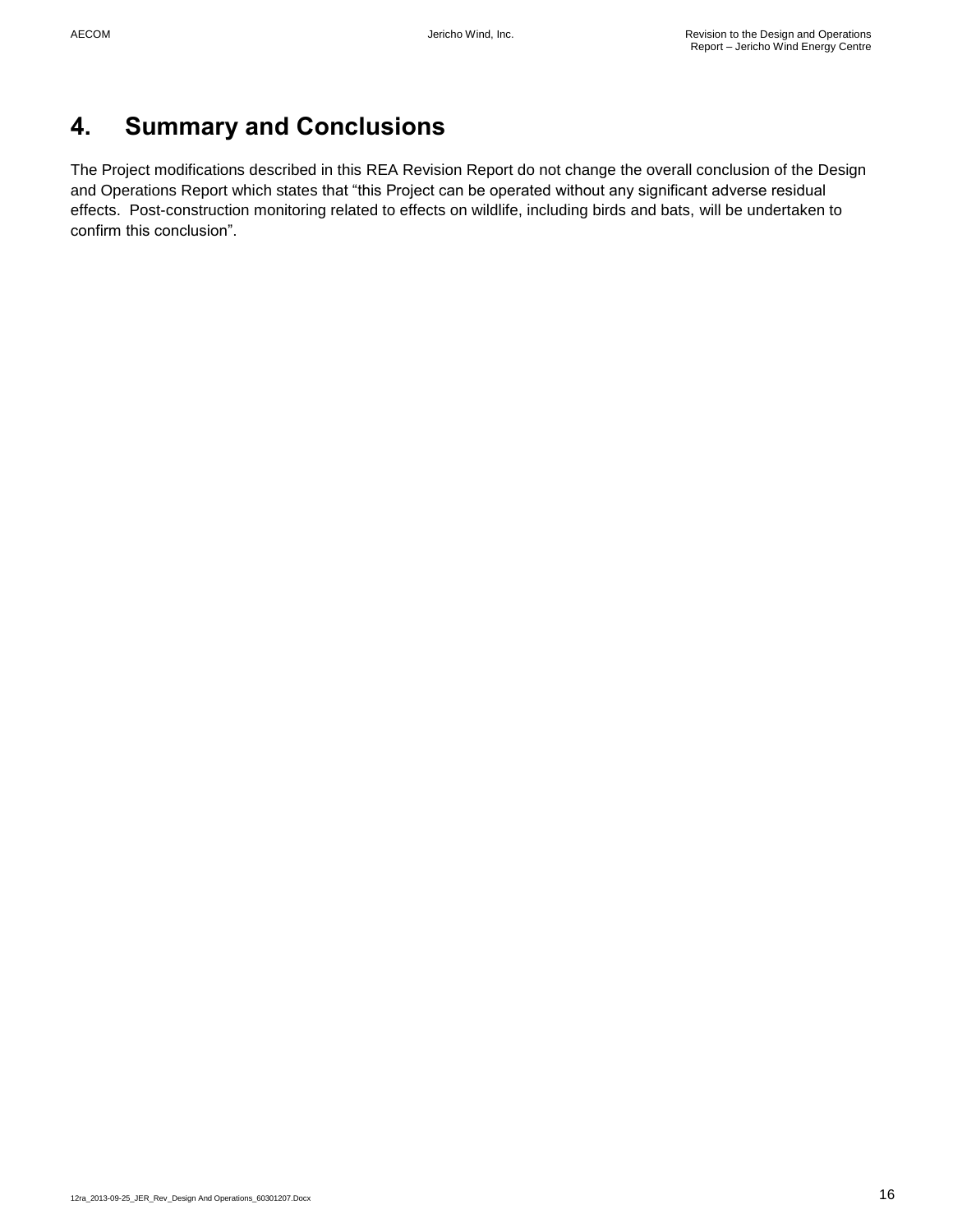# 4. Summary and Conclusions

The Project modifications described in this REA Revision Report do not change the overall conclusion of the Design and Operations Report which states that "this Project can be operated without any significant adverse residual effects. Post-construction monitoring related to effects on wildlife, including birds and bats, will be undertaken to confirm this conclusion".